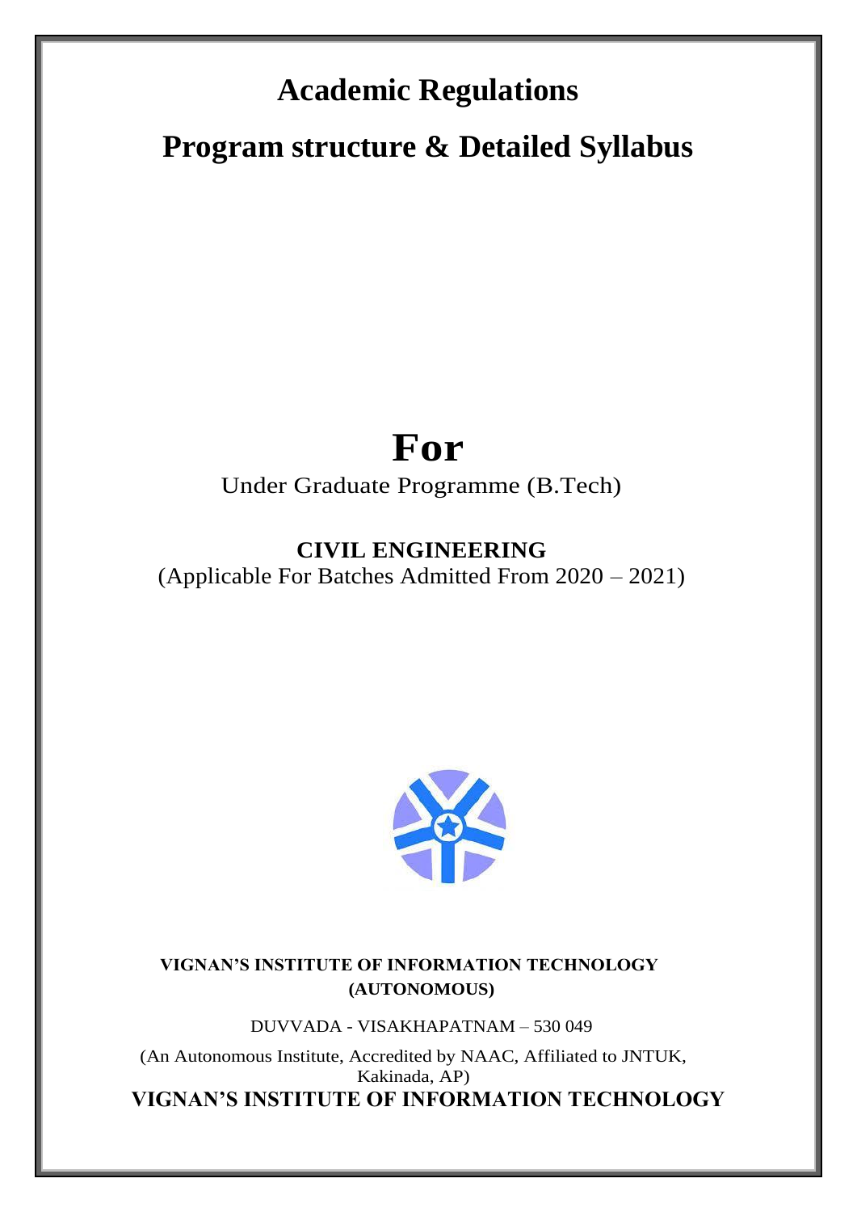# Academic Regulations

# Program structure & Detailed Syllabus

# For

Under Graduate Programme (B.Tech)

**CIVIL ENGINEERING**

(Applicable For Batches Admitted From 2020 – 2021)

**VIGNAN'S INSTITUTE OF INFORMATION TECHNOLOGY (AUTONOMOUS)**

DUVVADA - VISAKHAPATNAM – 530 049

(An Autonomous Institute, Accredited by NAAC, Affiliated to JNTUK, Kakinada, AP)

**VIGNAN'S INSTITUTE OF INFORMATION TECHNOLOGY**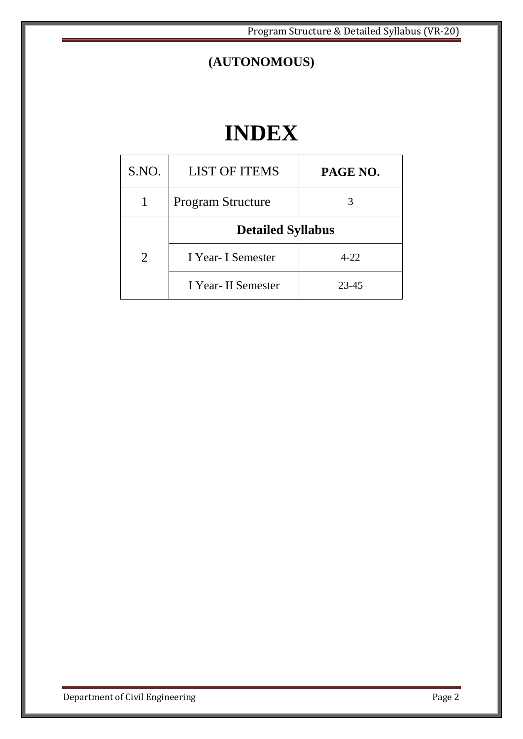**(AUTONOMOUS)**

# INDEX

| S.NO. | LIST OF ITEMS | PAGE NO. |
|---|---|---|
| 1 | Program Structure | 3 |
| 2 | **Detailed Syllabus** | |
| | I Year- I Semester | 4-22 |
| | I Year- II Semester | 23-45 |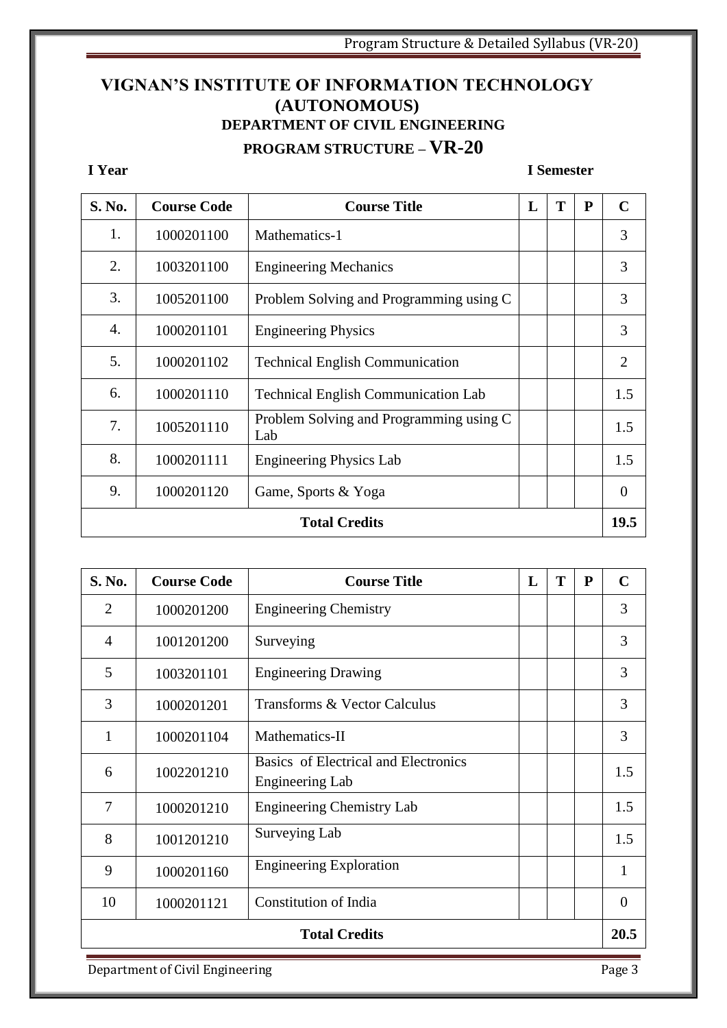# VIGNAN'S INSTITUTE OF INFORMATION TECHNOLOGY (AUTONOMOUS)

## DEPARTMENT OF CIVIL ENGINEERING

## PROGRAM STRUCTURE – VR-20

**I Year** **I Semester**

| S. No. | Course Code | Course Title | L | T | P | C |
|---|---|---|---|---|---|---|
| 1. | 1000201100 | Mathematics-1 | | | | 3 |
| 2. | 1003201100 | Engineering Mechanics | | | | 3 |
| 3. | 1005201100 | Problem Solving and Programming using C | | | | 3 |
| 4. | 1000201101 | Engineering Physics | | | | 3 |
| 5. | 1000201102 | Technical English Communication | | | | 2 |
| 6. | 1000201110 | Technical English Communication Lab | | | | 1.5 |
| 7. | 1005201110 | Problem Solving and Programming using C Lab | | | | 1.5 |
| 8. | 1000201111 | Engineering Physics Lab | | | | 1.5 |
| 9. | 1000201120 | Game, Sports & Yoga | | | | 0 |
| **Total Credits** | | | | | | **19.5** |

| S. No. | Course Code | Course Title | L | T | P | C |
|---|---|---|---|---|---|---|
| 2 | 1000201200 | Engineering Chemistry | | | | 3 |
| 4 | 1001201200 | Surveying | | | | 3 |
| 5 | 1003201101 | Engineering Drawing | | | | 3 |
| 3 | 1000201201 | Transforms & Vector Calculus | | | | 3 |
| 1 | 1000201104 | Mathematics-II | | | | 3 |
| 6 | 1002201210 | Basics of Electrical and Electronics Engineering Lab | | | | 1.5 |
| 7 | 1000201210 | Engineering Chemistry Lab | | | | 1.5 |
| 8 | 1001201210 | Surveying Lab | | | | 1.5 |
| 9 | 1000201160 | Engineering Exploration | | | | 1 |
| 10 | 1000201121 | Constitution of India | | | | 0 |
| **Total Credits** | | | | | | **20.5** |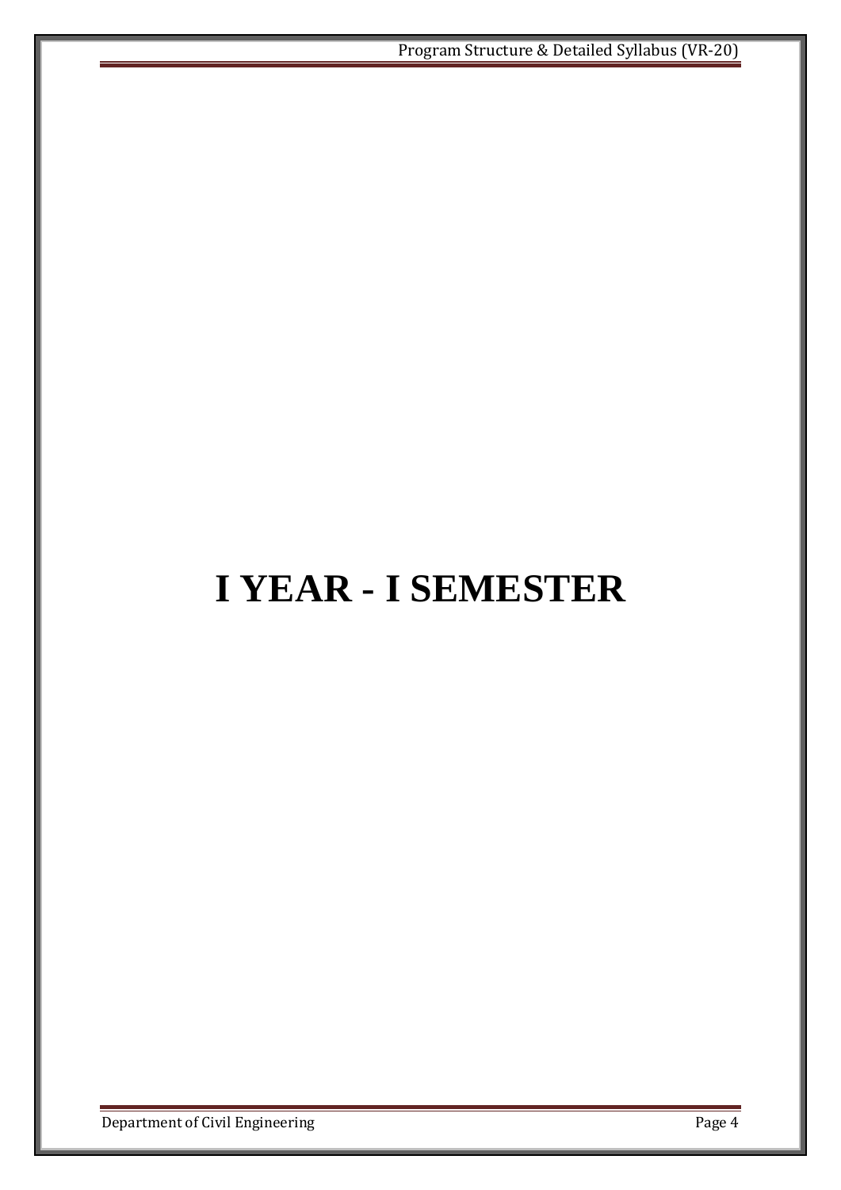# I YEAR - I SEMESTER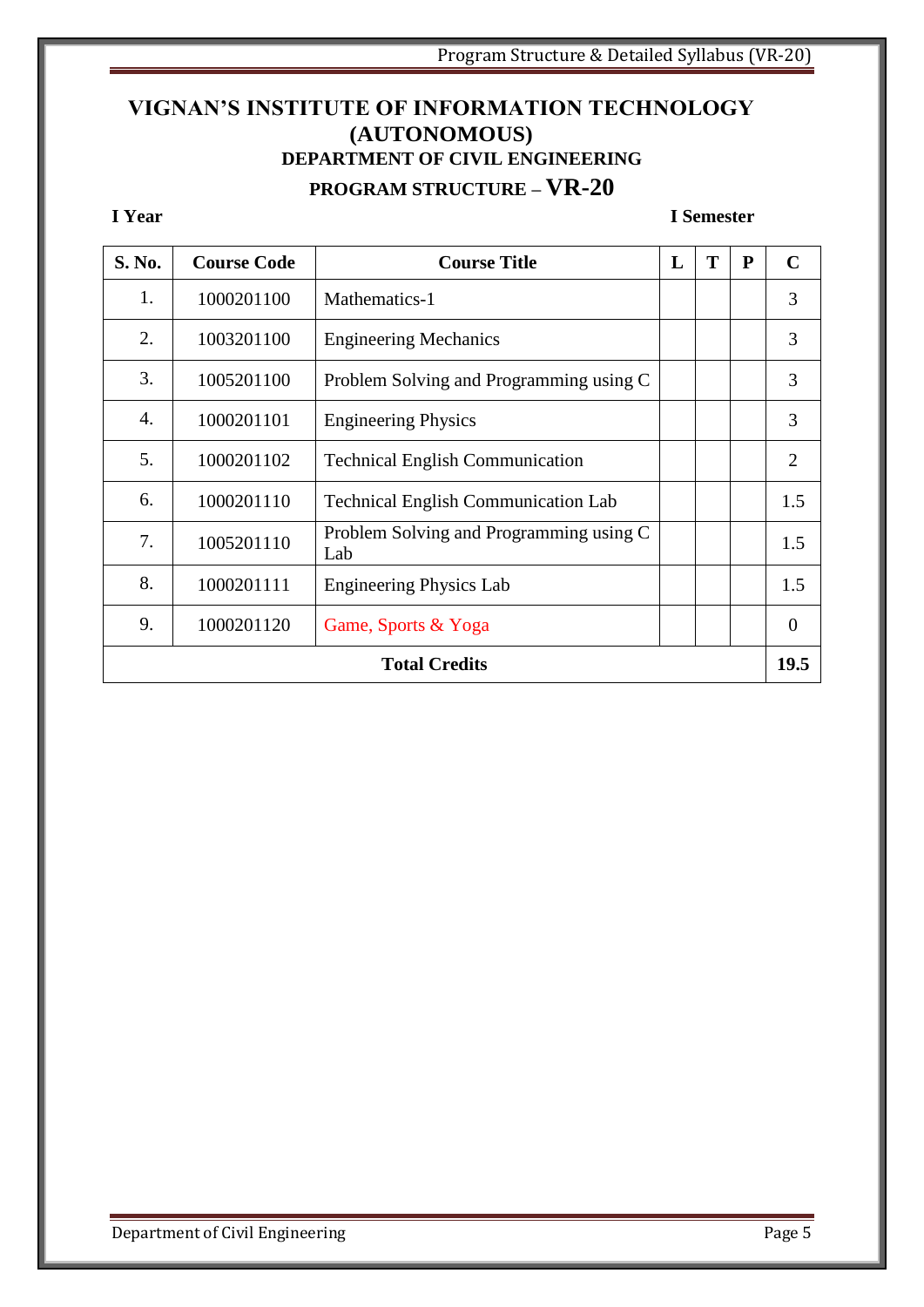# VIGNAN'S INSTITUTE OF INFORMATION TECHNOLOGY (AUTONOMOUS)

## DEPARTMENT OF CIVIL ENGINEERING

## PROGRAM STRUCTURE – VR-20

**I Year** **I Semester**

| S. No. | Course Code | Course Title | L | T | P | C |
|---|---|---|---|---|---|---|
| 1. | 1000201100 | Mathematics-1 | | | | 3 |
| 2. | 1003201100 | Engineering Mechanics | | | | 3 |
| 3. | 1005201100 | Problem Solving and Programming using C | | | | 3 |
| 4. | 1000201101 | Engineering Physics | | | | 3 |
| 5. | 1000201102 | Technical English Communication | | | | 2 |
| 6. | 1000201110 | Technical English Communication Lab | | | | 1.5 |
| 7. | 1005201110 | Problem Solving and Programming using C Lab | | | | 1.5 |
| 8. | 1000201111 | Engineering Physics Lab | | | | 1.5 |
| 9. | 1000201120 | Game, Sports & Yoga | | | | 0 |
| **Total Credits** | | | | | | **19.5** |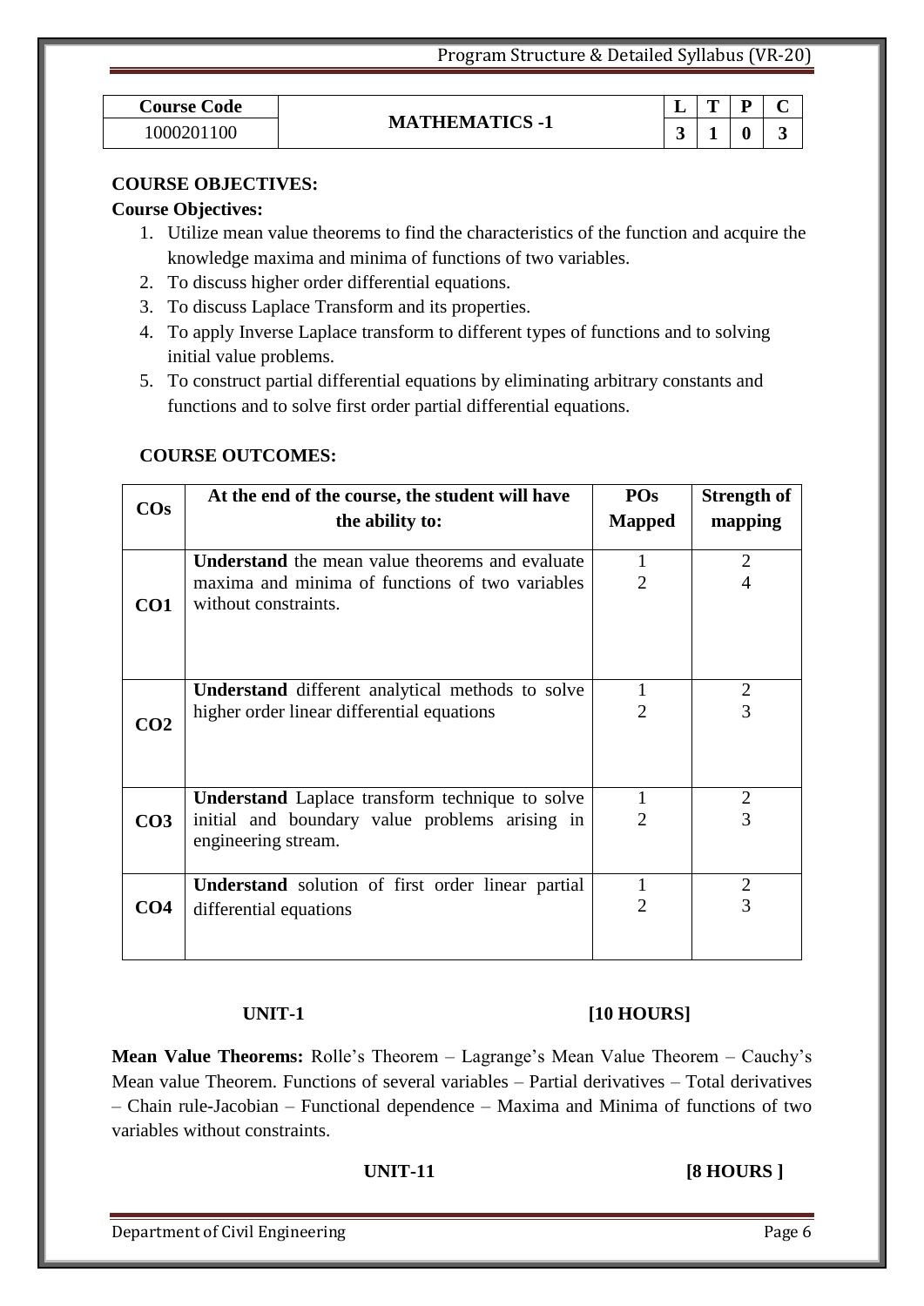| Course Code | MATHEMATICS -1 | L | T | P | C |
|---|---|---|---|---|---|
| 1000201100 | | 3 | 1 | 0 | 3 |

**COURSE OBJECTIVES:**

**Course Objectives:**

1. Utilize mean value theorems to find the characteristics of the function and acquire the knowledge maxima and minima of functions of two variables.
2. To discuss higher order differential equations.
3. To discuss Laplace Transform and its properties.
4. To apply Inverse Laplace transform to different types of functions and to solving initial value problems.
5. To construct partial differential equations by eliminating arbitrary constants and functions and to solve first order partial differential equations.

**COURSE OUTCOMES:**

| COs | At the end of the course, the student will have the ability to: | POs Mapped | Strength of mapping |
|---|---|---|---|
| **CO1** | **Understand** the mean value theorems and evaluate maxima and minima of functions of two variables without constraints. | 1<br>2 | 2<br>4 |
| **CO2** | **Understand** different analytical methods to solve higher order linear differential equations | 1<br>2 | 2<br>3 |
| **CO3** | **Understand** Laplace transform technique to solve initial and boundary value problems arising in engineering stream. | 1<br>2 | 2<br>3 |
| **CO4** | **Understand** solution of first order linear partial differential equations | 1<br>2 | 2<br>3 |

**UNIT-1 [10 HOURS]**

**Mean Value Theorems:** Rolle's Theorem – Lagrange's Mean Value Theorem – Cauchy's Mean value Theorem. Functions of several variables – Partial derivatives – Total derivatives – Chain rule-Jacobian – Functional dependence – Maxima and Minima of functions of two variables without constraints.

**UNIT-11 [8 HOURS ]**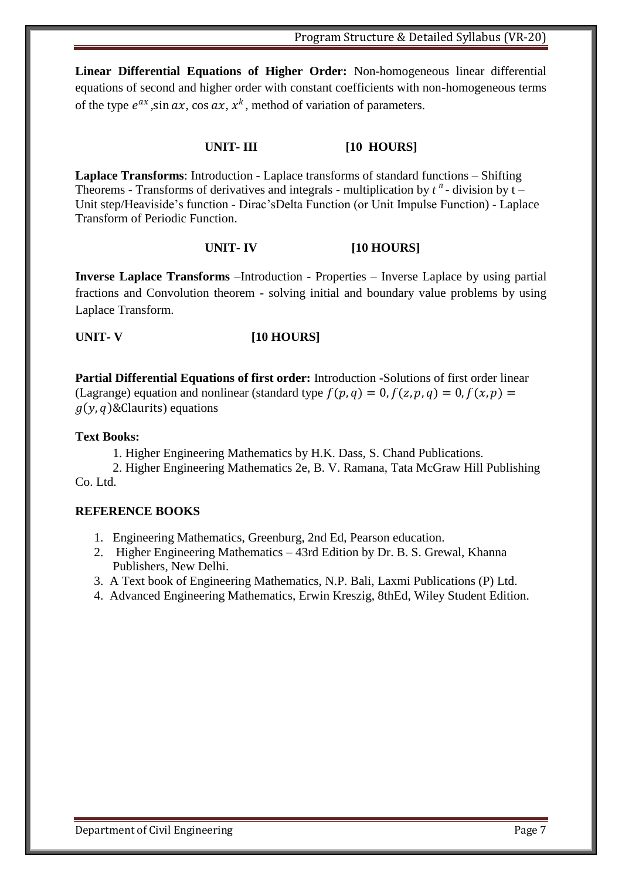**Linear Differential Equations of Higher Order:** Non-homogeneous linear differential equations of second and higher order with constant coefficients with non-homogeneous terms of the type $e^{ax}$, $\sin ax$, $\cos ax$, $x^k$, method of variation of parameters.

**UNIT- III [10 HOURS]**

**Laplace Transforms**: Introduction - Laplace transforms of standard functions – Shifting Theorems - Transforms of derivatives and integrals - multiplication by $t^n$ - division by t – Unit step/Heaviside's function - Dirac'sDelta Function (or Unit Impulse Function) - Laplace Transform of Periodic Function.

**UNIT- IV [10 HOURS]**

**Inverse Laplace Transforms** –Introduction - Properties – Inverse Laplace by using partial fractions and Convolution theorem - solving initial and boundary value problems by using Laplace Transform.

**UNIT- V [10 HOURS]**

**Partial Differential Equations of first order:** Introduction -Solutions of first order linear (Lagrange) equation and nonlinear (standard type $f(p,q) = 0, f(z,p,q) = 0, f(x,p) = g(y,q)$&Claurits) equations

**Text Books:**

1. Higher Engineering Mathematics by H.K. Dass, S. Chand Publications.
2. Higher Engineering Mathematics 2e, B. V. Ramana, Tata McGraw Hill Publishing Co. Ltd.

**REFERENCE BOOKS**

1. Engineering Mathematics, Greenburg, 2nd Ed, Pearson education.
2. Higher Engineering Mathematics – 43rd Edition by Dr. B. S. Grewal, Khanna Publishers, New Delhi.
3. A Text book of Engineering Mathematics, N.P. Bali, Laxmi Publications (P) Ltd.
4. Advanced Engineering Mathematics, Erwin Kreszig, 8thEd, Wiley Student Edition.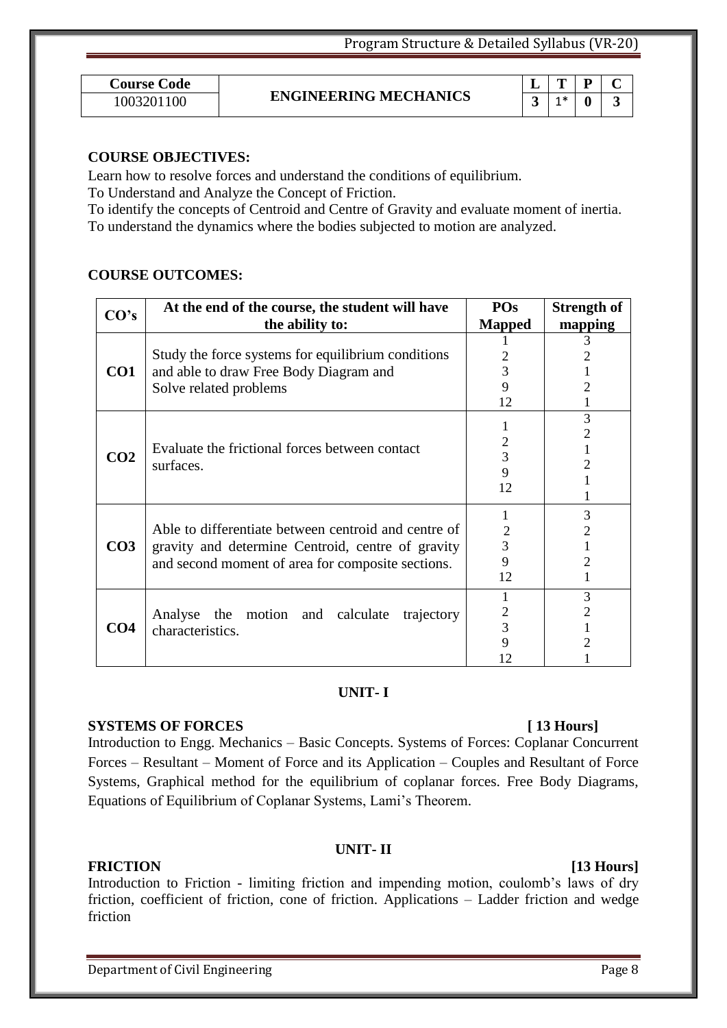| Course Code | ENGINEERING MECHANICS | L | T | P | C |
|---|---|---|---|---|---|
| 1003201100 | | 3 | 1* | 0 | 3 |

**COURSE OBJECTIVES:**

Learn how to resolve forces and understand the conditions of equilibrium.
To Understand and Analyze the Concept of Friction.
To identify the concepts of Centroid and Centre of Gravity and evaluate moment of inertia.
To understand the dynamics where the bodies subjected to motion are analyzed.

**COURSE OUTCOMES:**

| CO's | At the end of the course, the student will have the ability to: | POs Mapped | Strength of mapping |
|---|---|---|---|
| **CO1** | Study the force systems for equilibrium conditions and able to draw Free Body Diagram and Solve related problems | 1<br>2<br>3<br>9<br>12 | 3<br>2<br>1<br>2<br>1 |
| **CO2** | Evaluate the frictional forces between contact surfaces. | 1<br>2<br>3<br>9<br>12 | 3<br>2<br>1<br>2<br>1<br>1 |
| **CO3** | Able to differentiate between centroid and centre of gravity and determine Centroid, centre of gravity and second moment of area for composite sections. | 1<br>2<br>3<br>9<br>12 | 3<br>2<br>1<br>2<br>1 |
| **CO4** | Analyse the motion and calculate trajectory characteristics. | 1<br>2<br>3<br>9<br>12 | 3<br>2<br>1<br>2<br>1 |

## UNIT- I

**SYSTEMS OF FORCES [ 13 Hours]**

Introduction to Engg. Mechanics – Basic Concepts. Systems of Forces: Coplanar Concurrent Forces – Resultant – Moment of Force and its Application – Couples and Resultant of Force Systems, Graphical method for the equilibrium of coplanar forces. Free Body Diagrams, Equations of Equilibrium of Coplanar Systems, Lami's Theorem.

## UNIT- II

**FRICTION [13 Hours]**

Introduction to Friction - limiting friction and impending motion, coulomb's laws of dry friction, coefficient of friction, cone of friction. Applications – Ladder friction and wedge friction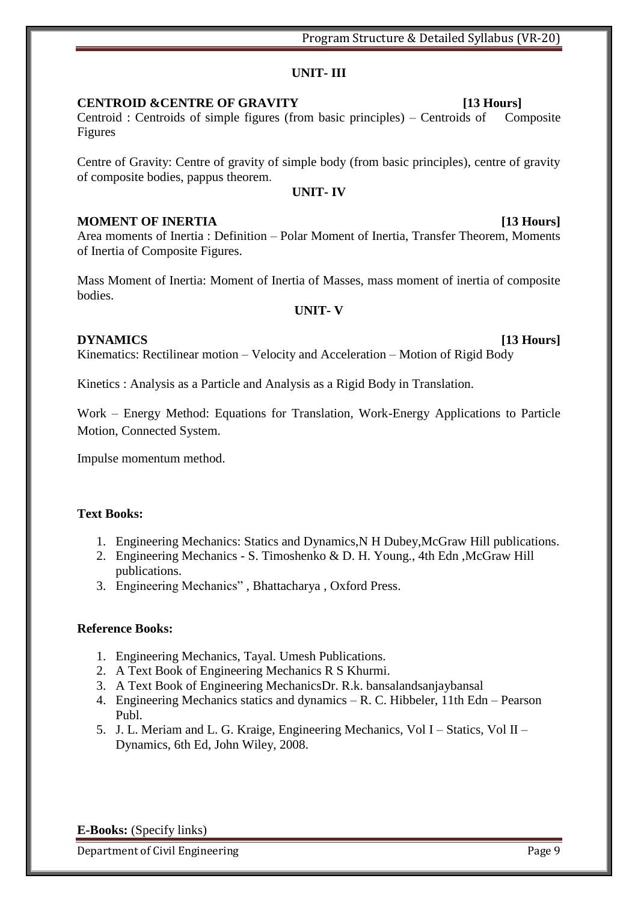## UNIT- III

**CENTROID &CENTRE OF GRAVITY [13 Hours]**

Centroid : Centroids of simple figures (from basic principles) – Centroids of Composite Figures

Centre of Gravity: Centre of gravity of simple body (from basic principles), centre of gravity of composite bodies, pappus theorem.

## UNIT- IV

**MOMENT OF INERTIA [13 Hours]**

Area moments of Inertia : Definition – Polar Moment of Inertia, Transfer Theorem, Moments of Inertia of Composite Figures.

Mass Moment of Inertia: Moment of Inertia of Masses, mass moment of inertia of composite bodies.

## UNIT- V

**DYNAMICS [13 Hours]**

Kinematics: Rectilinear motion – Velocity and Acceleration – Motion of Rigid Body

Kinetics : Analysis as a Particle and Analysis as a Rigid Body in Translation.

Work – Energy Method: Equations for Translation, Work-Energy Applications to Particle Motion, Connected System.

Impulse momentum method.

**Text Books:**

1. Engineering Mechanics: Statics and Dynamics,N H Dubey,McGraw Hill publications.
2. Engineering Mechanics - S. Timoshenko & D. H. Young., 4th Edn ,McGraw Hill publications.
3. Engineering Mechanics" , Bhattacharya , Oxford Press.

**Reference Books:**

1. Engineering Mechanics, Tayal. Umesh Publications.
2. A Text Book of Engineering Mechanics R S Khurmi.
3. A Text Book of Engineering MechanicsDr. R.k. bansalandsanjaybansal
4. Engineering Mechanics statics and dynamics – R. C. Hibbeler, 11th Edn – Pearson Publ.
5. J. L. Meriam and L. G. Kraige, Engineering Mechanics, Vol I – Statics, Vol II – Dynamics, 6th Ed, John Wiley, 2008.

**E-Books:** (Specify links)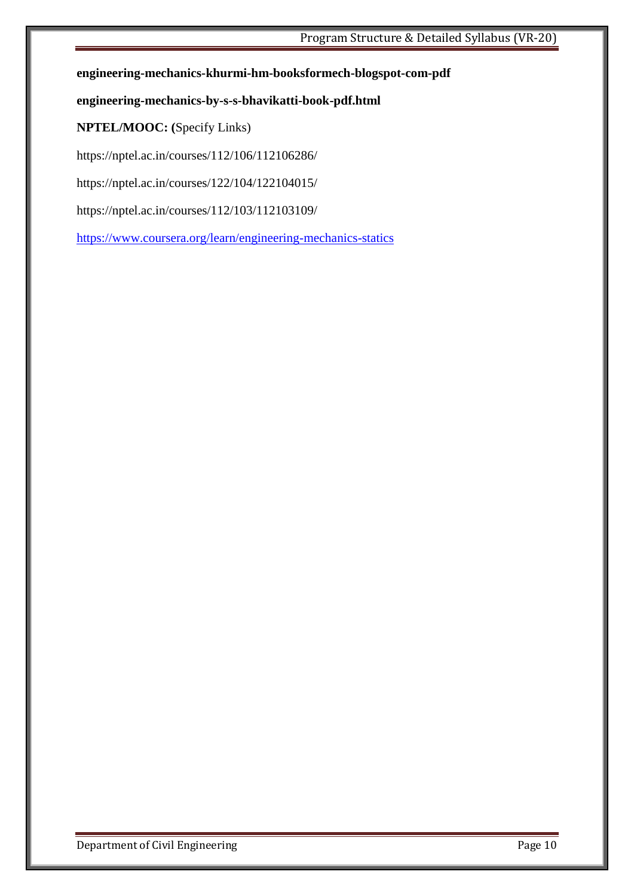**engineering-mechanics-khurmi-hm-booksformech-blogspot-com-pdf**

**engineering-mechanics-by-s-s-bhavikatti-book-pdf.html**

**NPTEL/MOOC: (**Specify Links)

https://nptel.ac.in/courses/112/106/112106286/

https://nptel.ac.in/courses/122/104/122104015/

https://nptel.ac.in/courses/112/103/112103109/

https://www.coursera.org/learn/engineering-mechanics-statics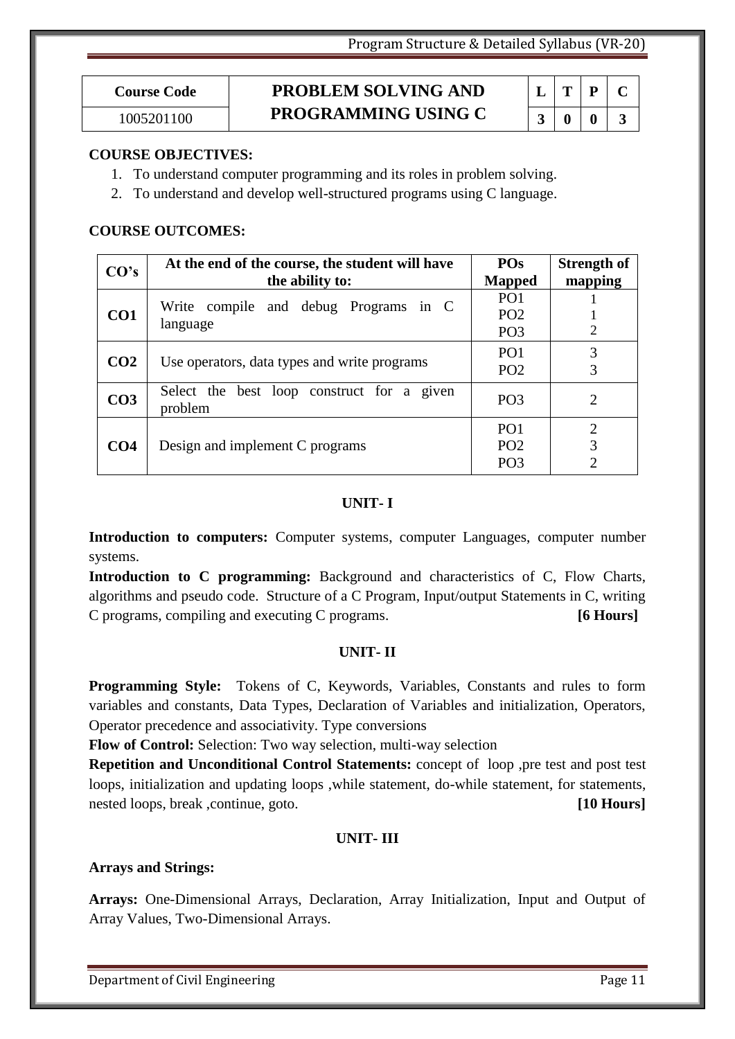| Course Code | PROBLEM SOLVING AND PROGRAMMING USING C | L | T | P | C |
|---|---|---|---|---|---|
| 1005201100 | | 3 | 0 | 0 | 3 |

**COURSE OBJECTIVES:**

1. To understand computer programming and its roles in problem solving.
2. To understand and develop well-structured programs using C language.

**COURSE OUTCOMES:**

| CO's | At the end of the course, the student will have the ability to: | POs Mapped | Strength of mapping |
|---|---|---|---|
| **CO1** | Write compile and debug Programs in C language | PO1<br>PO2<br>PO3 | 1<br>1<br>2 |
| **CO2** | Use operators, data types and write programs | PO1<br>PO2 | 3<br>3 |
| **CO3** | Select the best loop construct for a given problem | PO3 | 2 |
| **CO4** | Design and implement C programs | PO1<br>PO2<br>PO3 | 2<br>3<br>2 |

**UNIT- I**

**Introduction to computers:** Computer systems, computer Languages, computer number systems.

**Introduction to C programming:** Background and characteristics of C, Flow Charts, algorithms and pseudo code. Structure of a C Program, Input/output Statements in C, writing C programs, compiling and executing C programs. **[6 Hours]**

**UNIT- II**

**Programming Style:** Tokens of C, Keywords, Variables, Constants and rules to form variables and constants, Data Types, Declaration of Variables and initialization, Operators, Operator precedence and associativity. Type conversions

**Flow of Control:** Selection: Two way selection, multi-way selection

**Repetition and Unconditional Control Statements:** concept of loop ,pre test and post test loops, initialization and updating loops ,while statement, do-while statement, for statements, nested loops, break ,continue, goto. **[10 Hours]**

**UNIT- III**

**Arrays and Strings:**

**Arrays:** One-Dimensional Arrays, Declaration, Array Initialization, Input and Output of Array Values, Two-Dimensional Arrays.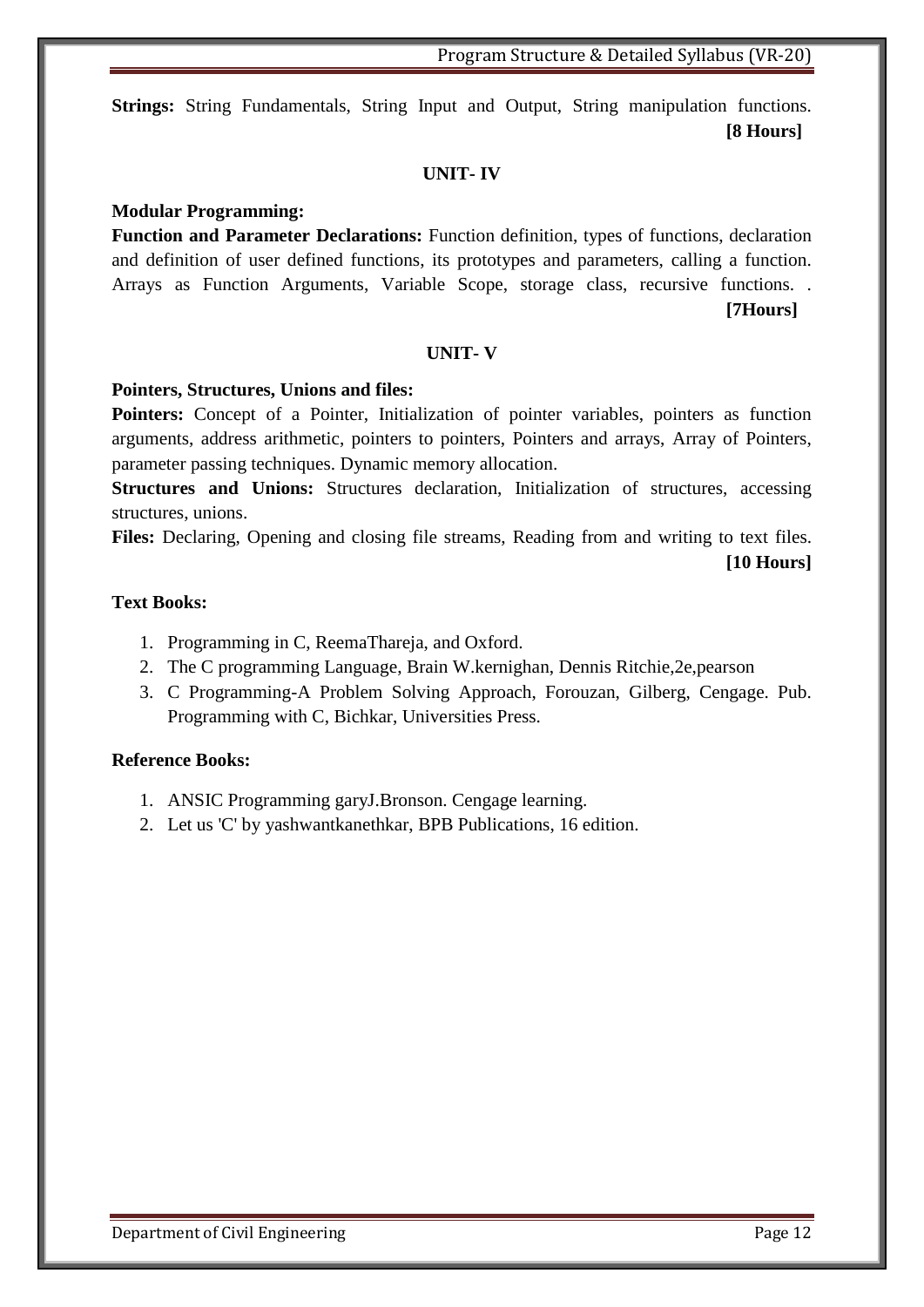**Strings:** String Fundamentals, String Input and Output, String manipulation functions. **[8 Hours]**

## UNIT- IV

**Modular Programming:**

**Function and Parameter Declarations:** Function definition, types of functions, declaration and definition of user defined functions, its prototypes and parameters, calling a function. Arrays as Function Arguments, Variable Scope, storage class, recursive functions. . **[7Hours]**

## UNIT- V

**Pointers, Structures, Unions and files:**

**Pointers:** Concept of a Pointer, Initialization of pointer variables, pointers as function arguments, address arithmetic, pointers to pointers, Pointers and arrays, Array of Pointers, parameter passing techniques. Dynamic memory allocation.

**Structures and Unions:** Structures declaration, Initialization of structures, accessing structures, unions.

**Files:** Declaring, Opening and closing file streams, Reading from and writing to text files. **[10 Hours]**

**Text Books:**

1. Programming in C, ReemaThareja, and Oxford.
2. The C programming Language, Brain W.kernighan, Dennis Ritchie,2e,pearson
3. C Programming-A Problem Solving Approach, Forouzan, Gilberg, Cengage. Pub. Programming with C, Bichkar, Universities Press.

**Reference Books:**

1. ANSIC Programming garyJ.Bronson. Cengage learning.
2. Let us 'C' by yashwantkanethkar, BPB Publications, 16 edition.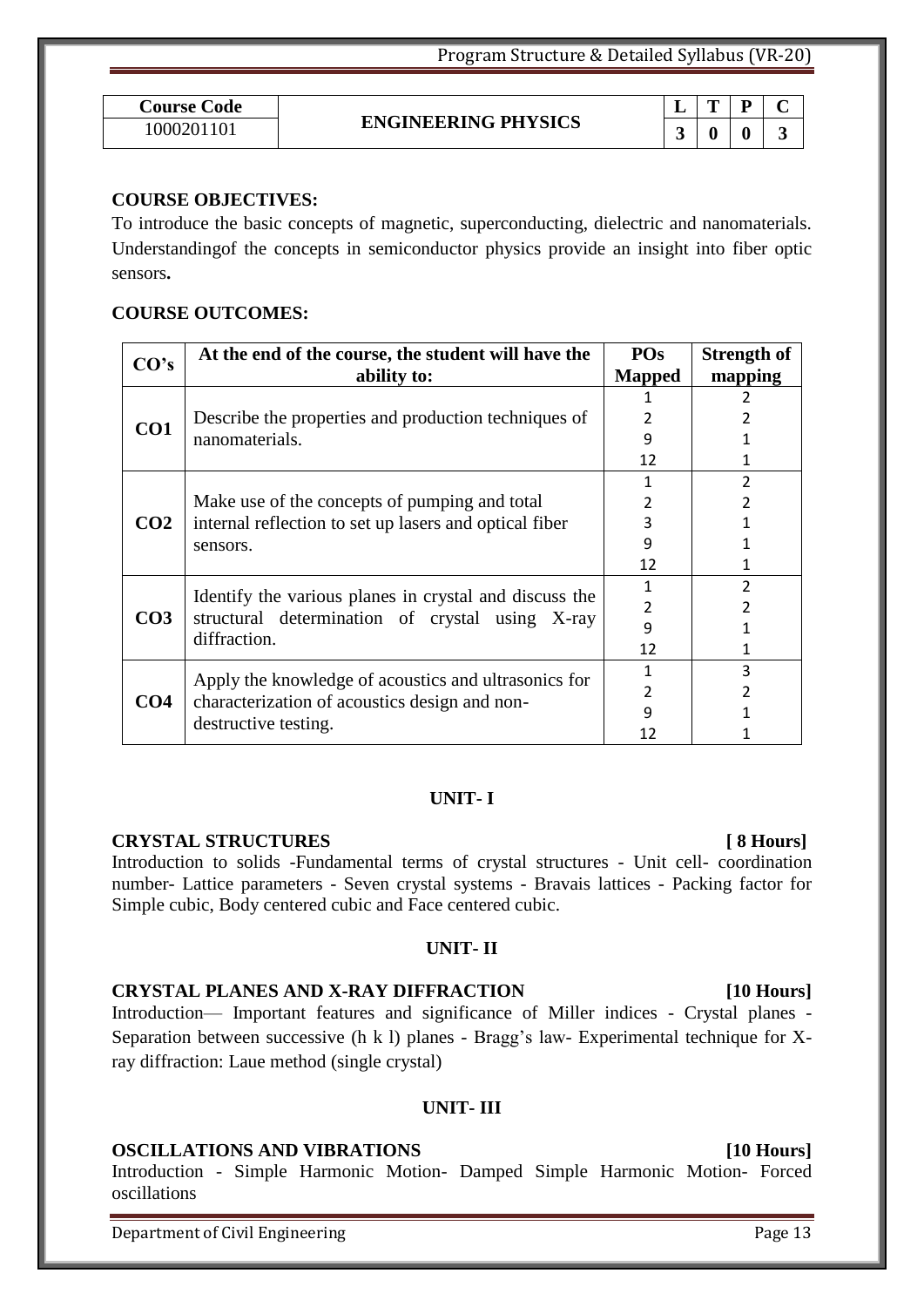| Course Code | ENGINEERING PHYSICS | L | T | P | C |
|---|---|---|---|---|---|
| 1000201101 | | 3 | 0 | 0 | 3 |

**COURSE OBJECTIVES:**

To introduce the basic concepts of magnetic, superconducting, dielectric and nanomaterials. Understandingof the concepts in semiconductor physics provide an insight into fiber optic sensors**.**

**COURSE OUTCOMES:**

| CO's | At the end of the course, the student will have the ability to: | POs Mapped | Strength of mapping |
|---|---|---|---|
| CO1 | Describe the properties and production techniques of nanomaterials. | 1<br>2<br>9<br>12 | 2<br>2<br>1<br>1 |
| CO2 | Make use of the concepts of pumping and total internal reflection to set up lasers and optical fiber sensors. | 1<br>2<br>3<br>9<br>12 | 2<br>2<br>1<br>1<br>1 |
| CO3 | Identify the various planes in crystal and discuss the structural determination of crystal using X-ray diffraction. | 1<br>2<br>9<br>12 | 2<br>2<br>1<br>1 |
| CO4 | Apply the knowledge of acoustics and ultrasonics for characterization of acoustics design and non-destructive testing. | 1<br>2<br>9<br>12 | 3<br>2<br>1<br>1 |

## UNIT- I

**CRYSTAL STRUCTURES** **[ 8 Hours]**

Introduction to solids -Fundamental terms of crystal structures - Unit cell- coordination number- Lattice parameters - Seven crystal systems - Bravais lattices - Packing factor for Simple cubic, Body centered cubic and Face centered cubic.

## UNIT- II

**CRYSTAL PLANES AND X-RAY DIFFRACTION** **[10 Hours]**

Introduction— Important features and significance of Miller indices - Crystal planes - Separation between successive (h k l) planes - Bragg's law- Experimental technique for X-ray diffraction: Laue method (single crystal)

## UNIT- III

**OSCILLATIONS AND VIBRATIONS** **[10 Hours]**

Introduction - Simple Harmonic Motion- Damped Simple Harmonic Motion- Forced oscillations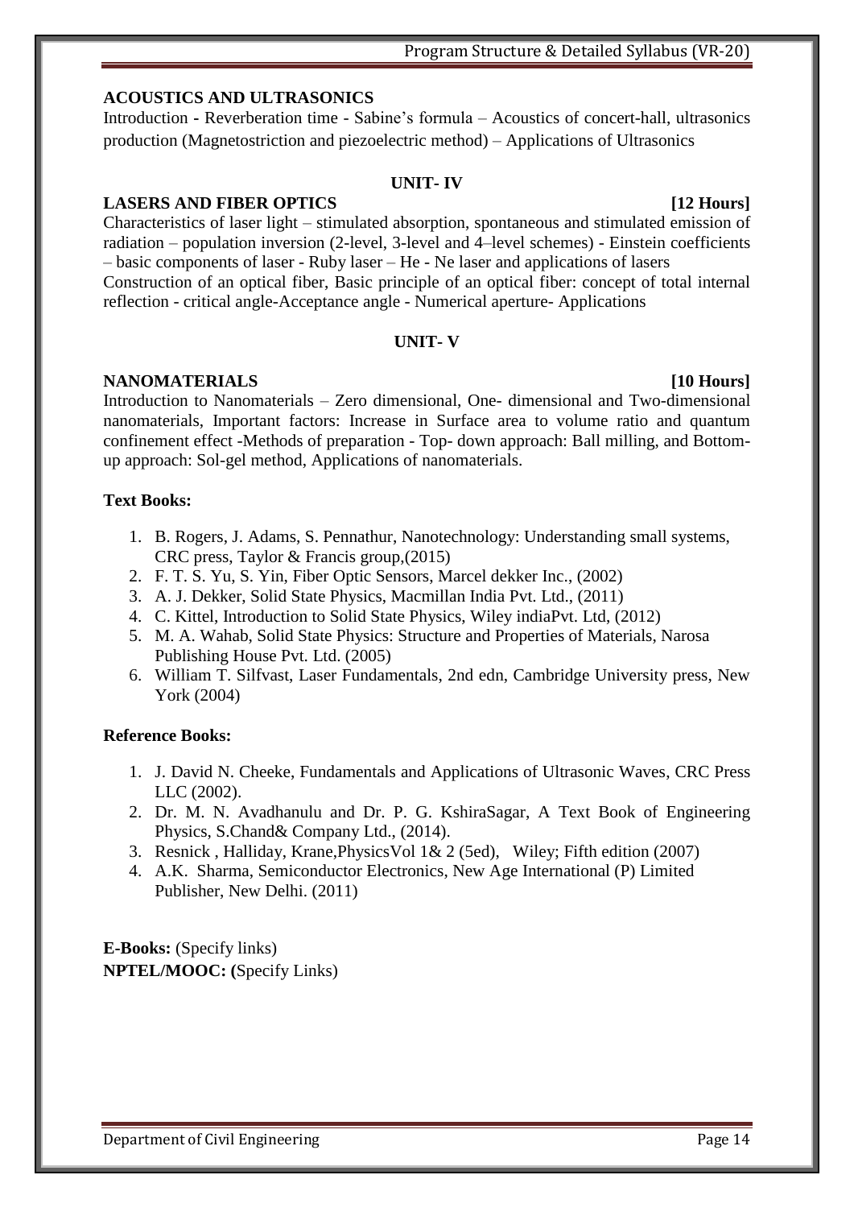**ACOUSTICS AND ULTRASONICS**

Introduction - Reverberation time - Sabine's formula – Acoustics of concert-hall, ultrasonics production (Magnetostriction and piezoelectric method) – Applications of Ultrasonics

### UNIT- IV

**LASERS AND FIBER OPTICS** **[12 Hours]**

Characteristics of laser light – stimulated absorption, spontaneous and stimulated emission of radiation – population inversion (2-level, 3-level and 4–level schemes) - Einstein coefficients – basic components of laser - Ruby laser – He - Ne laser and applications of lasers

Construction of an optical fiber, Basic principle of an optical fiber: concept of total internal reflection - critical angle-Acceptance angle - Numerical aperture- Applications

### UNIT- V

**NANOMATERIALS** **[10 Hours]**

Introduction to Nanomaterials – Zero dimensional, One- dimensional and Two-dimensional nanomaterials, Important factors: Increase in Surface area to volume ratio and quantum confinement effect -Methods of preparation - Top- down approach: Ball milling, and Bottom-up approach: Sol-gel method, Applications of nanomaterials.

**Text Books:**

1. B. Rogers, J. Adams, S. Pennathur, Nanotechnology: Understanding small systems, CRC press, Taylor & Francis group,(2015)
2. F. T. S. Yu, S. Yin, Fiber Optic Sensors, Marcel dekker Inc., (2002)
3. A. J. Dekker, Solid State Physics, Macmillan India Pvt. Ltd., (2011)
4. C. Kittel, Introduction to Solid State Physics, Wiley indiaPvt. Ltd, (2012)
5. M. A. Wahab, Solid State Physics: Structure and Properties of Materials, Narosa Publishing House Pvt. Ltd. (2005)
6. William T. Silfvast, Laser Fundamentals, 2nd edn, Cambridge University press, New York (2004)

**Reference Books:**

1. J. David N. Cheeke, Fundamentals and Applications of Ultrasonic Waves, CRC Press LLC (2002).
2. Dr. M. N. Avadhanulu and Dr. P. G. KshiraSagar, A Text Book of Engineering Physics, S.Chand& Company Ltd., (2014).
3. Resnick , Halliday, Krane,PhysicsVol 1& 2 (5ed), Wiley; Fifth edition (2007)
4. A.K. Sharma, Semiconductor Electronics, New Age International (P) Limited Publisher, New Delhi. (2011)

**E-Books:** (Specify links)

**NPTEL/MOOC: (**Specify Links)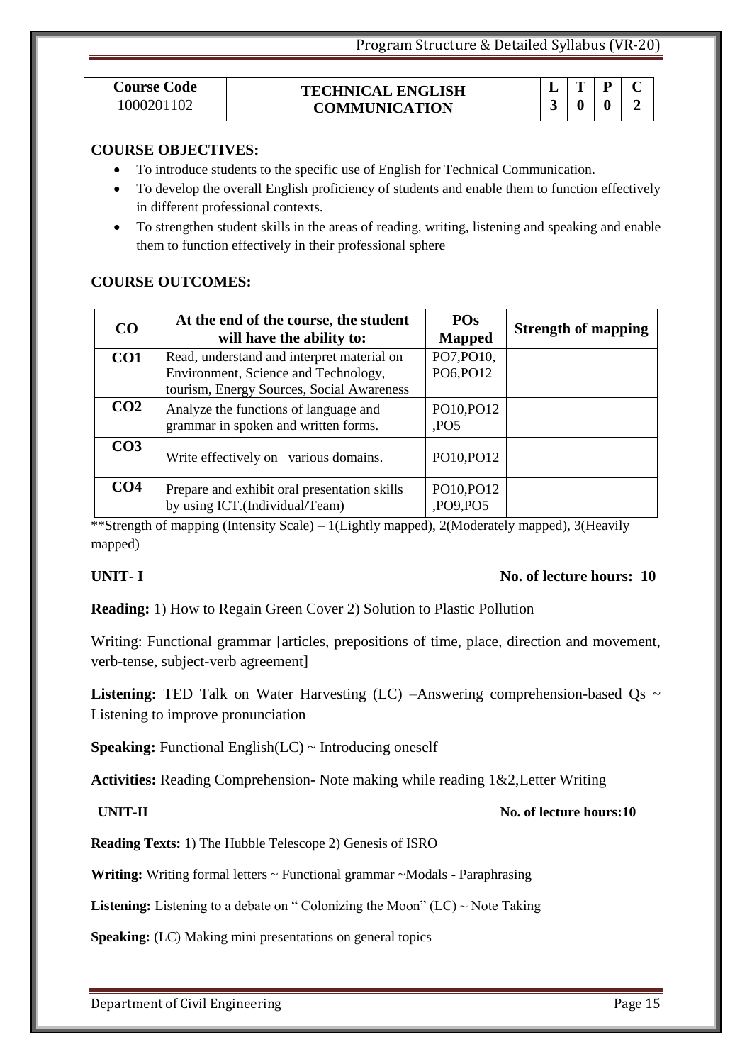| Course Code | TECHNICAL ENGLISH COMMUNICATION | L | T | P | C |
|---|---|---|---|---|---|
| 1000201102 | | 3 | 0 | 0 | 2 |

**COURSE OBJECTIVES:**

- To introduce students to the specific use of English for Technical Communication.
- To develop the overall English proficiency of students and enable them to function effectively in different professional contexts.
- To strengthen student skills in the areas of reading, writing, listening and speaking and enable them to function effectively in their professional sphere

**COURSE OUTCOMES:**

| CO | At the end of the course, the student will have the ability to: | POs Mapped | Strength of mapping |
|---|---|---|---|
| CO1 | Read, understand and interpret material on Environment, Science and Technology, tourism, Energy Sources, Social Awareness | PO7,PO10, PO6,PO12 | |
| CO2 | Analyze the functions of language and grammar in spoken and written forms. | PO10,PO12 ,PO5 | |
| CO3 | Write effectively on various domains. | PO10,PO12 | |
| CO4 | Prepare and exhibit oral presentation skills by using ICT.(Individual/Team) | PO10,PO12 ,PO9,PO5 | |

**Strength of mapping (Intensity Scale) – 1(Lightly mapped), 2(Moderately mapped), 3(Heavily mapped)

**UNIT- I** **No. of lecture hours: 10**

**Reading:** 1) How to Regain Green Cover 2) Solution to Plastic Pollution

Writing: Functional grammar [articles, prepositions of time, place, direction and movement, verb-tense, subject-verb agreement]

**Listening:** TED Talk on Water Harvesting (LC) –Answering comprehension-based Qs ~ Listening to improve pronunciation

**Speaking:** Functional English(LC) ~ Introducing oneself

**Activities:** Reading Comprehension- Note making while reading 1&2,Letter Writing

**UNIT-II** **No. of lecture hours:10**

**Reading Texts:** 1) The Hubble Telescope 2) Genesis of ISRO

**Writing:** Writing formal letters ~ Functional grammar ~Modals - Paraphrasing

**Listening:** Listening to a debate on " Colonizing the Moon" (LC) ~ Note Taking

**Speaking:** (LC) Making mini presentations on general topics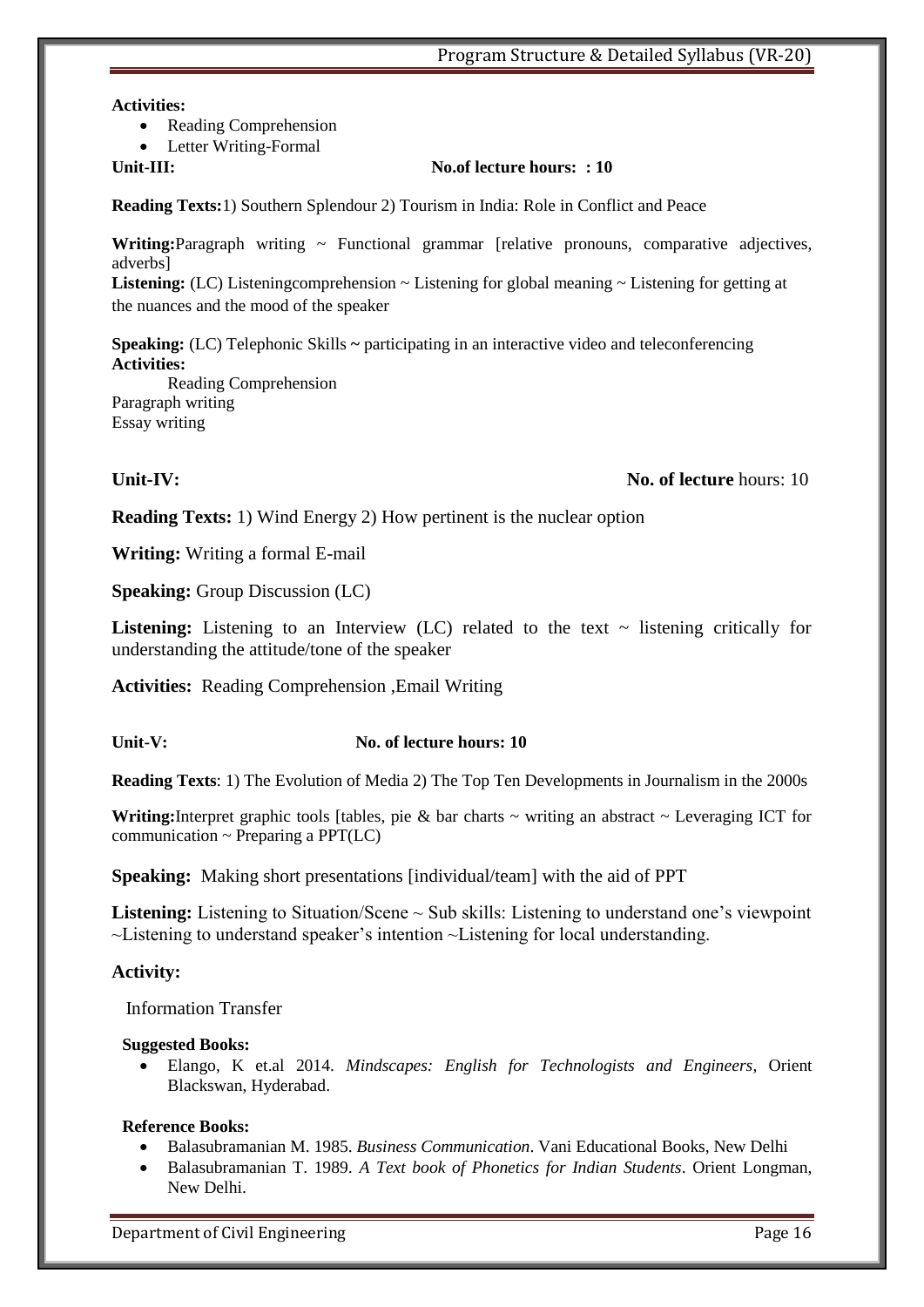**Activities:**

- Reading Comprehension
- Letter Writing-Formal

**Unit-III:** **No.of lecture hours: : 10**

**Reading Texts:**1) Southern Splendour 2) Tourism in India: Role in Conflict and Peace

**Writing:**Paragraph writing ~ Functional grammar [relative pronouns, comparative adjectives, adverbs]

**Listening:** (LC) Listeningcomprehension ~ Listening for global meaning ~ Listening for getting at the nuances and the mood of the speaker

**Speaking:** (LC) Telephonic Skills **~** participating in an interactive video and teleconferencing

**Activities:**

Reading Comprehension
Paragraph writing
Essay writing

**Unit-IV:** **No. of lecture** hours: 10

**Reading Texts:** 1) Wind Energy 2) How pertinent is the nuclear option

**Writing:** Writing a formal E-mail

**Speaking:** Group Discussion (LC)

**Listening:** Listening to an Interview (LC) related to the text ~ listening critically for understanding the attitude/tone of the speaker

**Activities:** Reading Comprehension ,Email Writing

**Unit-V:** **No. of lecture hours: 10**

**Reading Texts**: 1) The Evolution of Media 2) The Top Ten Developments in Journalism in the 2000s

**Writing:**Interpret graphic tools [tables, pie & bar charts ~ writing an abstract ~ Leveraging ICT for communication ~ Preparing a PPT(LC)

**Speaking:** Making short presentations [individual/team] with the aid of PPT

**Listening:** Listening to Situation/Scene ~ Sub skills: Listening to understand one's viewpoint ~Listening to understand speaker's intention ~Listening for local understanding.

**Activity:**

Information Transfer

**Suggested Books:**

- Elango, K et.al 2014. *Mindscapes: English for Technologists and Engineers*, Orient Blackswan, Hyderabad.

**Reference Books:**

- Balasubramanian M. 1985. *Business Communication*. Vani Educational Books, New Delhi
- Balasubramanian T. 1989. *A Text book of Phonetics for Indian Students*. Orient Longman, New Delhi.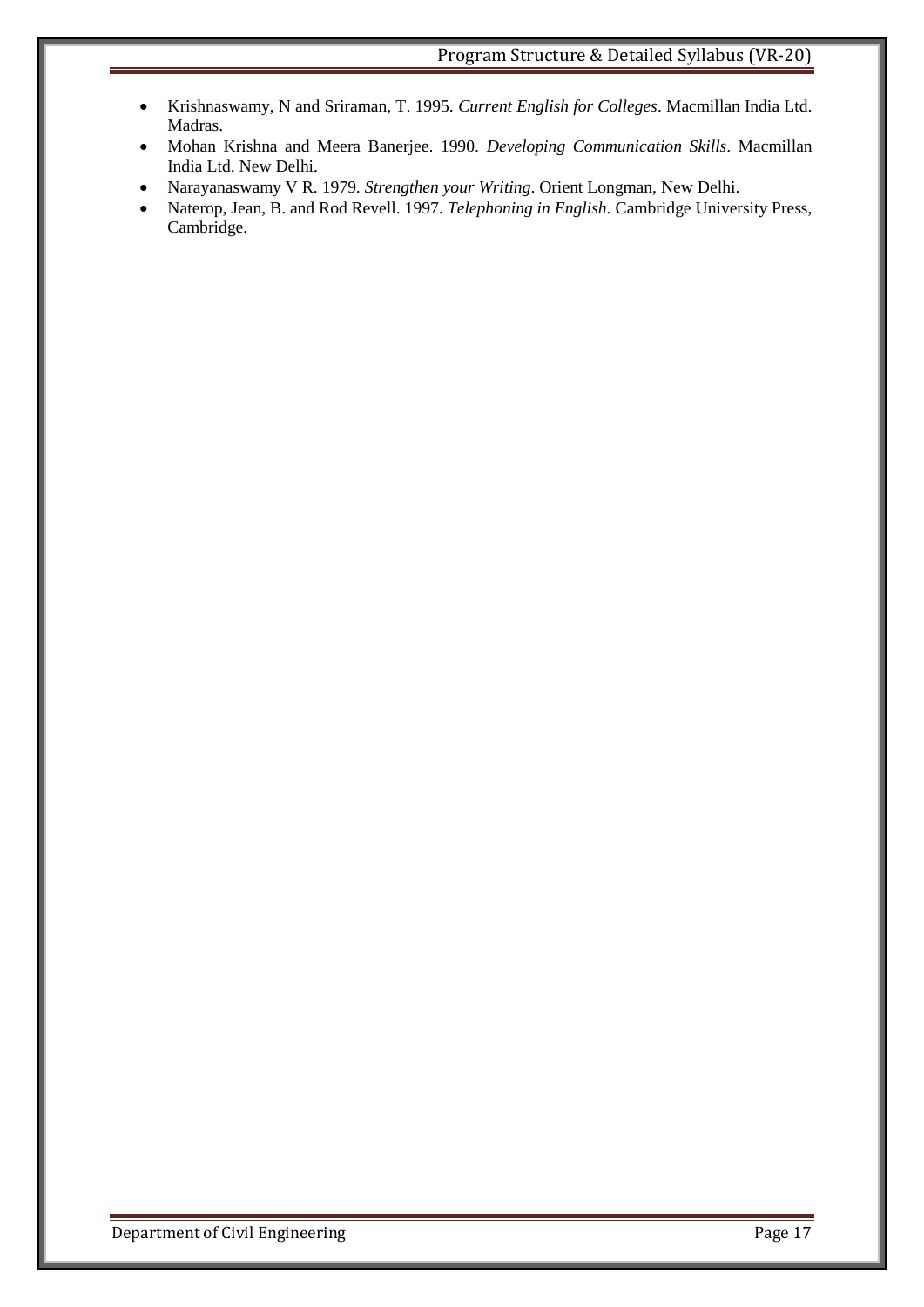- Krishnaswamy, N and Sriraman, T. 1995. *Current English for Colleges*. Macmillan India Ltd. Madras.
- Mohan Krishna and Meera Banerjee. 1990. *Developing Communication Skills*. Macmillan India Ltd. New Delhi.
- Narayanaswamy V R. 1979. *Strengthen your Writing*. Orient Longman, New Delhi.
- Naterop, Jean, B. and Rod Revell. 1997. *Telephoning in English.* Cambridge University Press, Cambridge.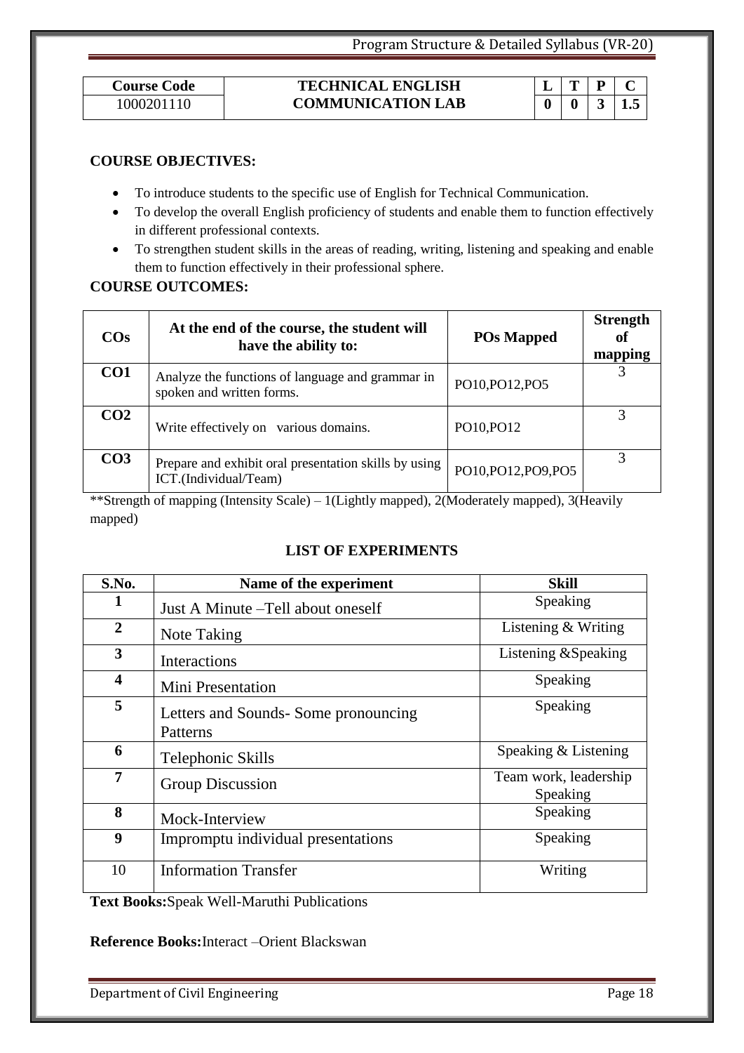| Course Code | TECHNICAL ENGLISH COMMUNICATION LAB | L | T | P | C |
|---|---|---|---|---|---|
| 1000201110 | | 0 | 0 | 3 | 1.5 |

## COURSE OBJECTIVES:

- To introduce students to the specific use of English for Technical Communication.
- To develop the overall English proficiency of students and enable them to function effectively in different professional contexts.
- To strengthen student skills in the areas of reading, writing, listening and speaking and enable them to function effectively in their professional sphere.

## COURSE OUTCOMES:

| COs | At the end of the course, the student will have the ability to: | POs Mapped | Strength of mapping |
|---|---|---|---|
| CO1 | Analyze the functions of language and grammar in spoken and written forms. | PO10,PO12,PO5 | 3 |
| CO2 | Write effectively on various domains. | PO10,PO12 | 3 |
| CO3 | Prepare and exhibit oral presentation skills by using ICT.(Individual/Team) | PO10,PO12,PO9,PO5 | 3 |

**Strength of mapping (Intensity Scale) – 1(Lightly mapped), 2(Moderately mapped), 3(Heavily mapped)

## LIST OF EXPERIMENTS

| S.No. | Name of the experiment | Skill |
|---|---|---|
| 1 | Just A Minute –Tell about oneself | Speaking |
| 2 | Note Taking | Listening & Writing |
| 3 | Interactions | Listening &Speaking |
| 4 | Mini Presentation | Speaking |
| 5 | Letters and Sounds- Some pronouncing Patterns | Speaking |
| 6 | Telephonic Skills | Speaking & Listening |
| 7 | Group Discussion | Team work, leadership Speaking |
| 8 | Mock-Interview | Speaking |
| 9 | Impromptu individual presentations | Speaking |
| 10 | Information Transfer | Writing |

**Text Books:**Speak Well-Maruthi Publications

**Reference Books:**Interact –Orient Blackswan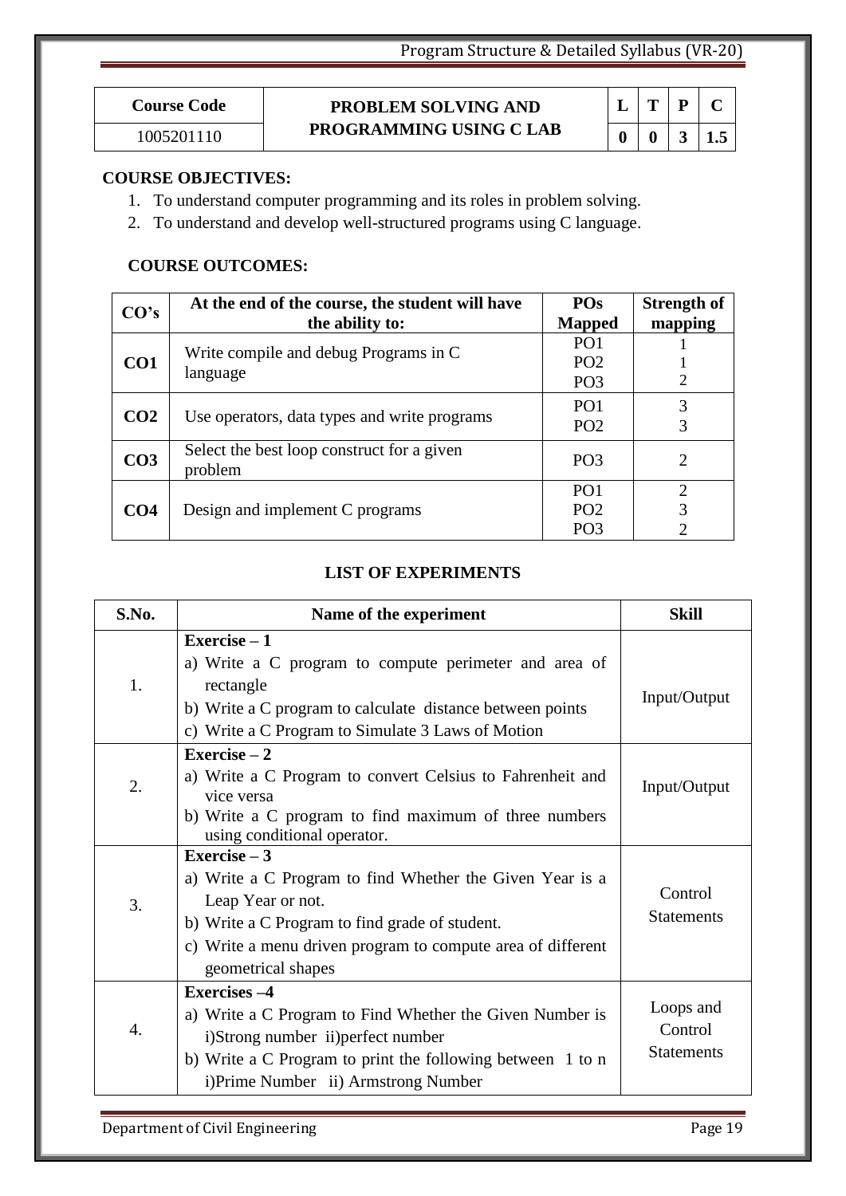| Course Code | PROBLEM SOLVING AND PROGRAMMING USING C LAB | L | T | P | C |
|---|---|---|---|---|---|
| 1005201110 | | 0 | 0 | 3 | 1.5 |

**COURSE OBJECTIVES:**

1. To understand computer programming and its roles in problem solving.
2. To understand and develop well-structured programs using C language.

**COURSE OUTCOMES:**

| CO's | At the end of the course, the student will have the ability to: | POs Mapped | Strength of mapping |
|---|---|---|---|
| CO1 | Write compile and debug Programs in C language | PO1<br>PO2<br>PO3 | 1<br>1<br>2 |
| CO2 | Use operators, data types and write programs | PO1<br>PO2 | 3<br>3 |
| CO3 | Select the best loop construct for a given problem | PO3 | 2 |
| CO4 | Design and implement C programs | PO1<br>PO2<br>PO3 | 2<br>3<br>2 |

**LIST OF EXPERIMENTS**

| S.No. | Name of the experiment | Skill |
|---|---|---|
| 1. | **Exercise – 1**<br>a) Write a C program to compute perimeter and area of rectangle<br>b) Write a C program to calculate distance between points<br>c) Write a C Program to Simulate 3 Laws of Motion | Input/Output |
| 2. | **Exercise – 2**<br>a) Write a C Program to convert Celsius to Fahrenheit and vice versa<br>b) Write a C program to find maximum of three numbers using conditional operator. | Input/Output |
| 3. | **Exercise – 3**<br>a) Write a C Program to find Whether the Given Year is a Leap Year or not.<br>b) Write a C Program to find grade of student.<br>c) Write a menu driven program to compute area of different geometrical shapes | Control Statements |
| 4. | **Exercises –4**<br>a) Write a C Program to Find Whether the Given Number is i)Strong number ii)perfect number<br>b) Write a C Program to print the following between 1 to n i)Prime Number ii) Armstrong Number | Loops and Control Statements |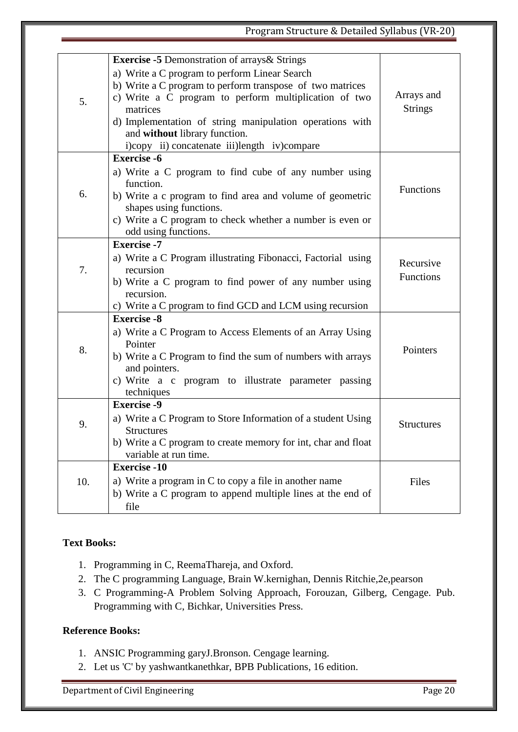| | | |
|---|---|---|
| 5. | **Exercise -5** Demonstration of arrays& Strings<br>a) Write a C program to perform Linear Search<br>b) Write a C program to perform transpose of two matrices<br>c) Write a C program to perform multiplication of two matrices<br>d) Implementation of string manipulation operations with and **without** library function.<br>i)copy ii) concatenate iii)length iv)compare | Arrays and Strings |
| 6. | **Exercise -6**<br>a) Write a C program to find cube of any number using function.<br>b) Write a c program to find area and volume of geometric shapes using functions.<br>c) Write a C program to check whether a number is even or odd using functions. | Functions |
| 7. | **Exercise -7**<br>a) Write a C Program illustrating Fibonacci, Factorial using recursion<br>b) Write a C program to find power of any number using recursion.<br>c) Write a C program to find GCD and LCM using recursion | Recursive Functions |
| 8. | **Exercise -8**<br>a) Write a C Program to Access Elements of an Array Using Pointer<br>b) Write a C Program to find the sum of numbers with arrays and pointers.<br>c) Write a c program to illustrate parameter passing techniques | Pointers |
| 9. | **Exercise -9**<br>a) Write a C Program to Store Information of a student Using Structures<br>b) Write a C program to create memory for int, char and float variable at run time. | Structures |
| 10. | **Exercise -10**<br>a) Write a program in C to copy a file in another name<br>b) Write a C program to append multiple lines at the end of file | Files |

**Text Books:**

1. Programming in C, ReemaThareja, and Oxford.
2. The C programming Language, Brain W.kernighan, Dennis Ritchie,2e,pearson
3. C Programming-A Problem Solving Approach, Forouzan, Gilberg, Cengage. Pub. Programming with C, Bichkar, Universities Press.

**Reference Books:**

1. ANSIC Programming garyJ.Bronson. Cengage learning.
2. Let us 'C' by yashwantkanethkar, BPB Publications, 16 edition.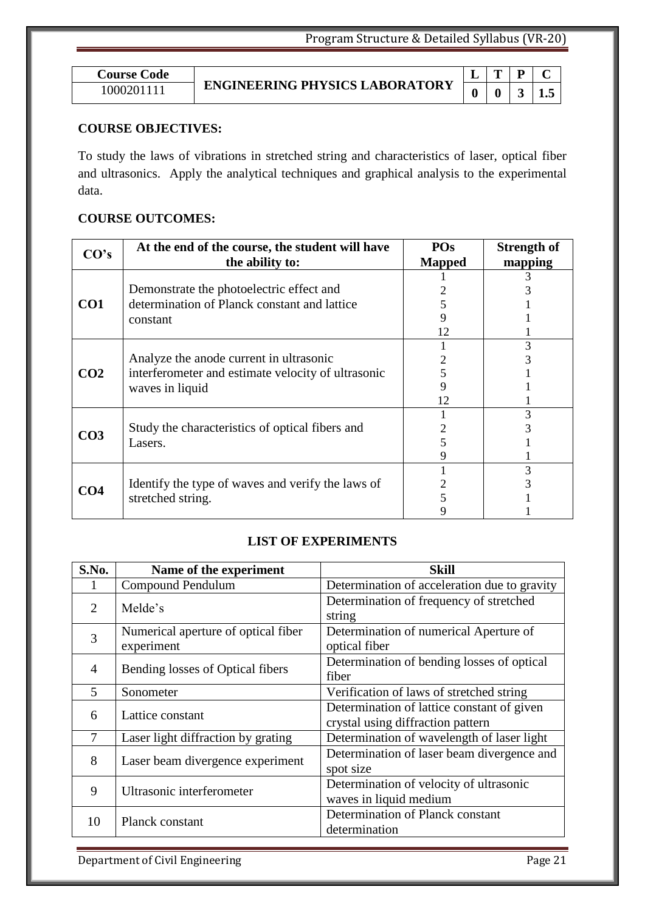| Course Code | ENGINEERING PHYSICS LABORATORY | L | T | P | C |
|---|---|---|---|---|---|
| 1000201111 | | 0 | 0 | 3 | 1.5 |

**COURSE OBJECTIVES:**

To study the laws of vibrations in stretched string and characteristics of laser, optical fiber and ultrasonics. Apply the analytical techniques and graphical analysis to the experimental data.

**COURSE OUTCOMES:**

| CO's | At the end of the course, the student will have the ability to: | POs Mapped | Strength of mapping |
|---|---|---|---|
| CO1 | Demonstrate the photoelectric effect and determination of Planck constant and lattice constant | 1<br>2<br>5<br>9<br>12 | 3<br>3<br>1<br>1<br>1 |
| CO2 | Analyze the anode current in ultrasonic interferometer and estimate velocity of ultrasonic waves in liquid | 1<br>2<br>5<br>9<br>12 | 3<br>3<br>1<br>1<br>1 |
| CO3 | Study the characteristics of optical fibers and Lasers. | 1<br>2<br>5<br>9 | 3<br>3<br>1<br>1 |
| CO4 | Identify the type of waves and verify the laws of stretched string. | 1<br>2<br>5<br>9 | 3<br>3<br>1<br>1 |

**LIST OF EXPERIMENTS**

| S.No. | Name of the experiment | Skill |
|---|---|---|
| 1 | Compound Pendulum | Determination of acceleration due to gravity |
| 2 | Melde's | Determination of frequency of stretched string |
| 3 | Numerical aperture of optical fiber experiment | Determination of numerical Aperture of optical fiber |
| 4 | Bending losses of Optical fibers | Determination of bending losses of optical fiber |
| 5 | Sonometer | Verification of laws of stretched string |
| 6 | Lattice constant | Determination of lattice constant of given crystal using diffraction pattern |
| 7 | Laser light diffraction by grating | Determination of wavelength of laser light |
| 8 | Laser beam divergence experiment | Determination of laser beam divergence and spot size |
| 9 | Ultrasonic interferometer | Determination of velocity of ultrasonic waves in liquid medium |
| 10 | Planck constant | Determination of Planck constant determination |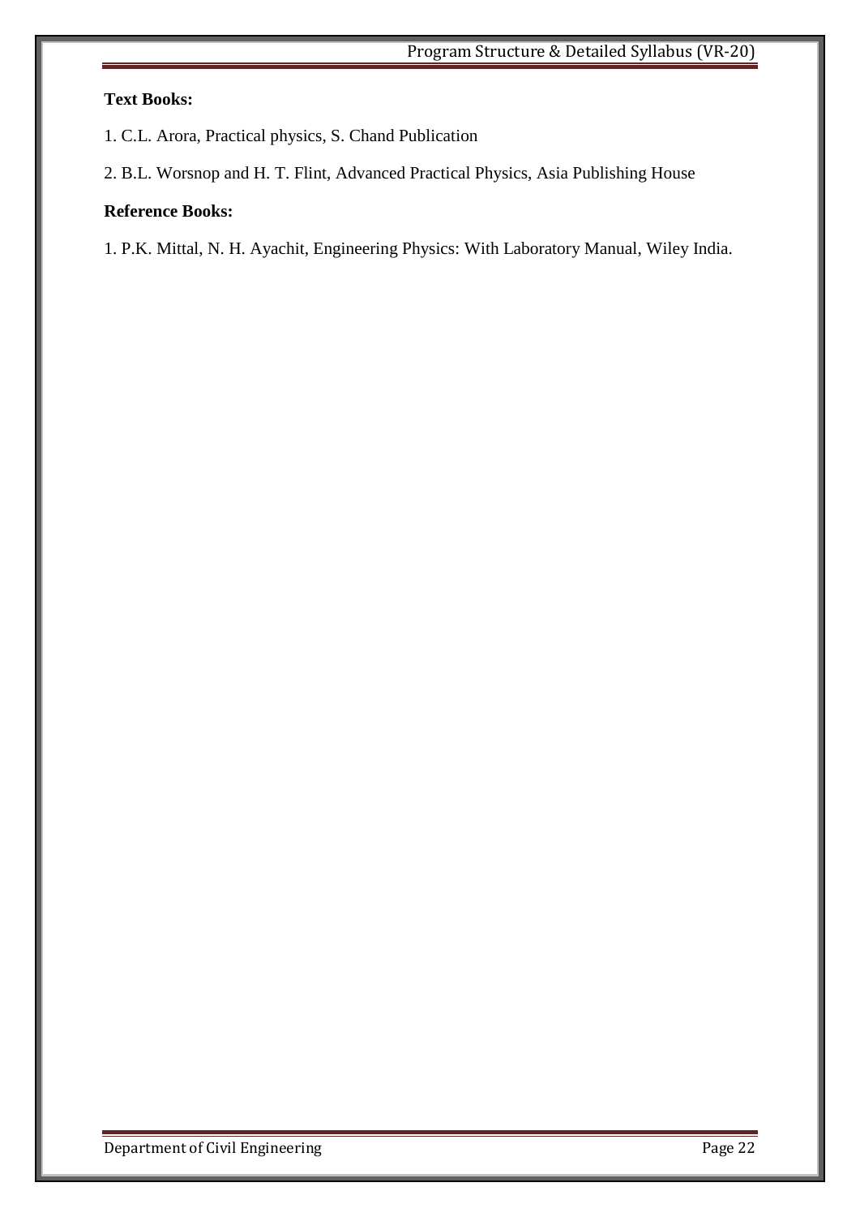**Text Books:**

1. C.L. Arora, Practical physics, S. Chand Publication

2. B.L. Worsnop and H. T. Flint, Advanced Practical Physics, Asia Publishing House

**Reference Books:**

1. P.K. Mittal, N. H. Ayachit, Engineering Physics: With Laboratory Manual, Wiley India.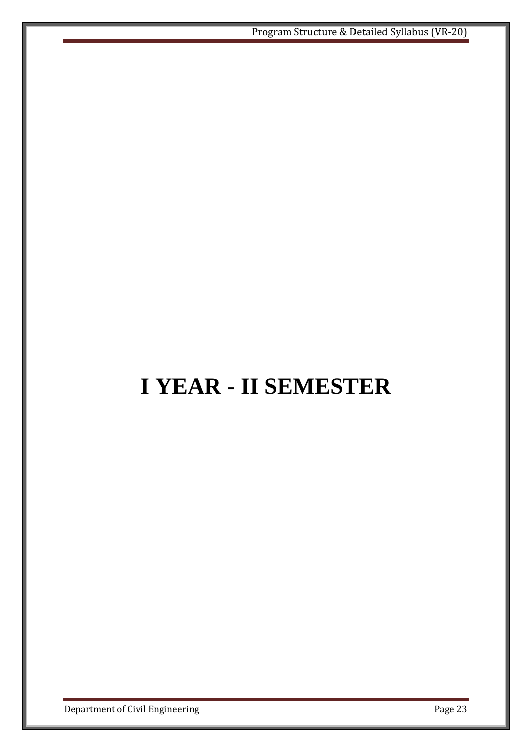# I YEAR - II SEMESTER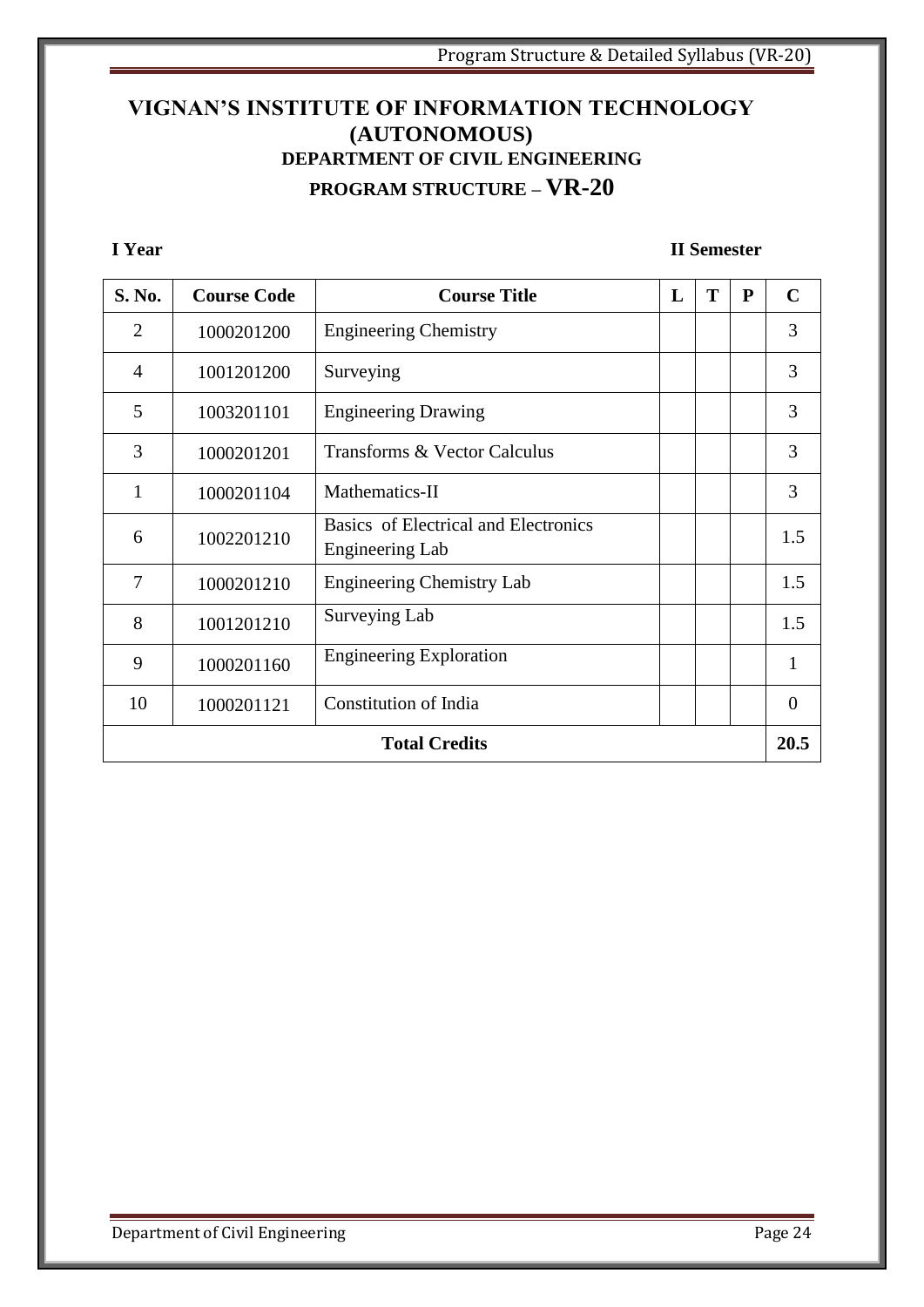# VIGNAN'S INSTITUTE OF INFORMATION TECHNOLOGY (AUTONOMOUS)

## DEPARTMENT OF CIVIL ENGINEERING

## PROGRAM STRUCTURE – VR-20

**I Year** **II Semester**

| S. No. | Course Code | Course Title | L | T | P | C |
|---|---|---|---|---|---|---|
| 2 | 1000201200 | Engineering Chemistry | | | | 3 |
| 4 | 1001201200 | Surveying | | | | 3 |
| 5 | 1003201101 | Engineering Drawing | | | | 3 |
| 3 | 1000201201 | Transforms & Vector Calculus | | | | 3 |
| 1 | 1000201104 | Mathematics-II | | | | 3 |
| 6 | 1002201210 | Basics of Electrical and Electronics Engineering Lab | | | | 1.5 |
| 7 | 1000201210 | Engineering Chemistry Lab | | | | 1.5 |
| 8 | 1001201210 | Surveying Lab | | | | 1.5 |
| 9 | 1000201160 | Engineering Exploration | | | | 1 |
| 10 | 1000201121 | Constitution of India | | | | 0 |
| **Total Credits** | | | | | | **20.5** |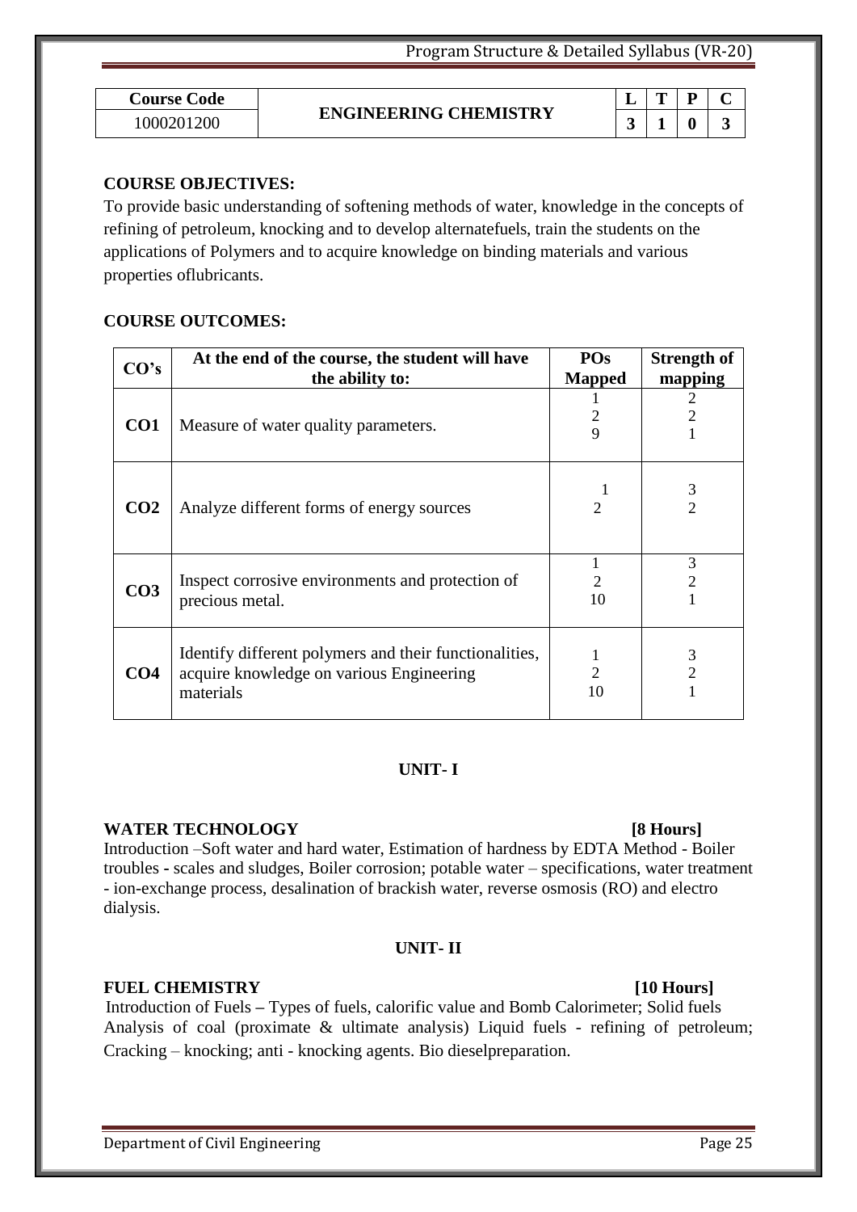| Course Code | ENGINEERING CHEMISTRY | L | T | P | C |
|---|---|---|---|---|---|
| 1000201200 | | 3 | 1 | 0 | 3 |

**COURSE OBJECTIVES:**

To provide basic understanding of softening methods of water, knowledge in the concepts of refining of petroleum, knocking and to develop alternatefuels, train the students on the applications of Polymers and to acquire knowledge on binding materials and various properties oflubricants.

**COURSE OUTCOMES:**

| CO's | At the end of the course, the student will have the ability to: | POs Mapped | Strength of mapping |
|---|---|---|---|
| **CO1** | Measure of water quality parameters. | 1<br>2<br>9 | 2<br>2<br>1 |
| **CO2** | Analyze different forms of energy sources | 1<br>2 | 3<br>2 |
| **CO3** | Inspect corrosive environments and protection of precious metal. | 1<br>2<br>10 | 3<br>2<br>1 |
| **CO4** | Identify different polymers and their functionalities, acquire knowledge on various Engineering materials | 1<br>2<br>10 | 3<br>2<br>1 |

## UNIT- I

**WATER TECHNOLOGY [8 Hours]**

Introduction –Soft water and hard water, Estimation of hardness by EDTA Method - Boiler troubles - scales and sludges, Boiler corrosion; potable water – specifications, water treatment - ion-exchange process, desalination of brackish water, reverse osmosis (RO) and electro dialysis.

## UNIT- II

**FUEL CHEMISTRY [10 Hours]**

Introduction of Fuels – Types of fuels, calorific value and Bomb Calorimeter; Solid fuels Analysis of coal (proximate & ultimate analysis) Liquid fuels - refining of petroleum; Cracking – knocking; anti - knocking agents. Bio dieselpreparation.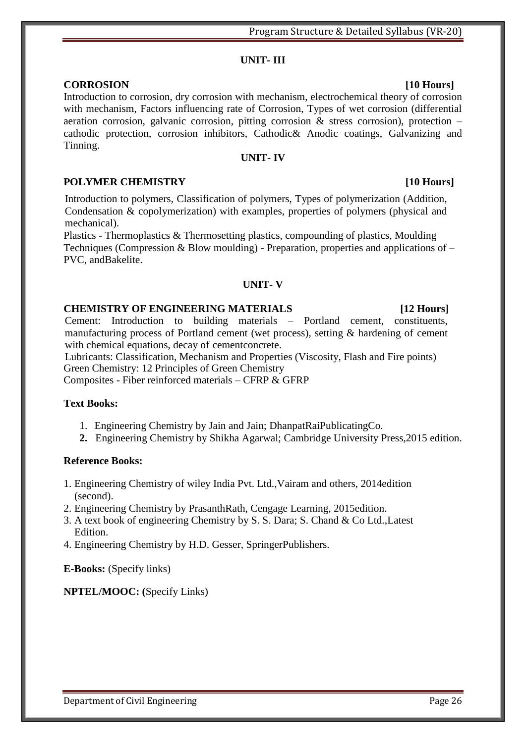## UNIT- III

**CORROSION** **[10 Hours]**

Introduction to corrosion, dry corrosion with mechanism, electrochemical theory of corrosion with mechanism, Factors influencing rate of Corrosion, Types of wet corrosion (differential aeration corrosion, galvanic corrosion, pitting corrosion & stress corrosion), protection – cathodic protection, corrosion inhibitors, Cathodic& Anodic coatings, Galvanizing and Tinning.

## UNIT- IV

**POLYMER CHEMISTRY** **[10 Hours]**

Introduction to polymers, Classification of polymers, Types of polymerization (Addition, Condensation & copolymerization) with examples, properties of polymers (physical and mechanical).

Plastics - Thermoplastics & Thermosetting plastics, compounding of plastics, Moulding Techniques (Compression & Blow moulding) - Preparation, properties and applications of – PVC, andBakelite.

## UNIT- V

**CHEMISTRY OF ENGINEERING MATERIALS** **[12 Hours]**

Cement: Introduction to building materials – Portland cement, constituents, manufacturing process of Portland cement (wet process), setting & hardening of cement with chemical equations, decay of cementconcrete.

Lubricants: Classification, Mechanism and Properties (Viscosity, Flash and Fire points)

Green Chemistry: 12 Principles of Green Chemistry

Composites - Fiber reinforced materials – CFRP & GFRP

**Text Books:**

1. Engineering Chemistry by Jain and Jain; DhanpatRaiPublicatingCo.
2. Engineering Chemistry by Shikha Agarwal; Cambridge University Press,2015 edition.

**Reference Books:**

1. Engineering Chemistry of wiley India Pvt. Ltd.,Vairam and others, 2014edition (second).
2. Engineering Chemistry by PrasanthRath, Cengage Learning, 2015edition.
3. A text book of engineering Chemistry by S. S. Dara; S. Chand & Co Ltd.,Latest Edition.
4. Engineering Chemistry by H.D. Gesser, SpringerPublishers.

**E-Books:** (Specify links)

**NPTEL/MOOC: (**Specify Links)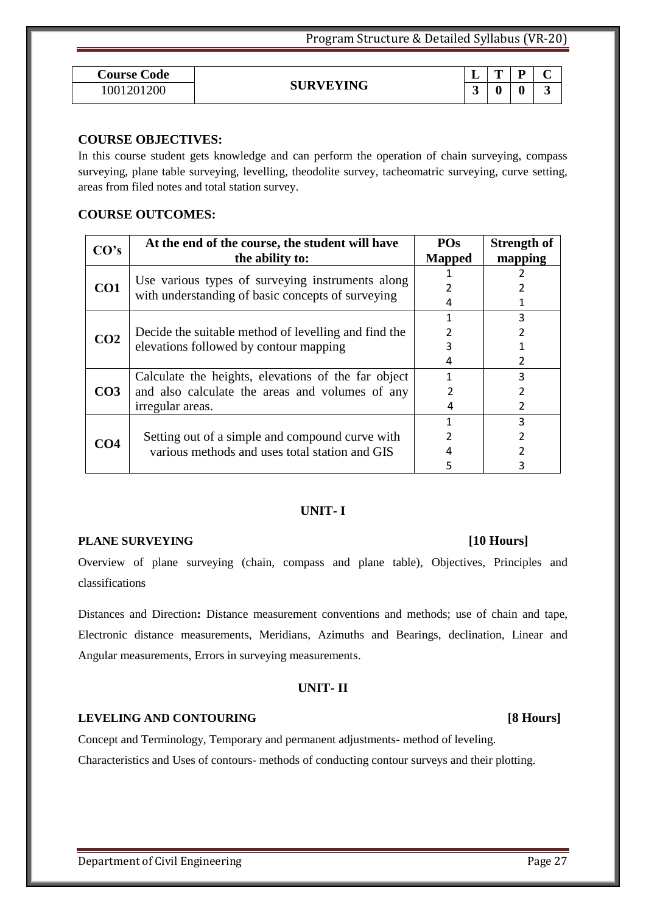| Course Code | SURVEYING | L | T | P | C |
|---|---|---|---|---|---|
| 1001201200 | | 3 | 0 | 0 | 3 |

## COURSE OBJECTIVES:

In this course student gets knowledge and can perform the operation of chain surveying, compass surveying, plane table surveying, levelling, theodolite survey, tacheomatric surveying, curve setting, areas from filed notes and total station survey.

## COURSE OUTCOMES:

| CO's | At the end of the course, the student will have the ability to: | POs Mapped | Strength of mapping |
|---|---|---|---|
| CO1 | Use various types of surveying instruments along with understanding of basic concepts of surveying | 1 | 2 |
| | | 2 | 2 |
| | | 4 | 1 |
| CO2 | Decide the suitable method of levelling and find the elevations followed by contour mapping | 1 | 3 |
| | | 2 | 2 |
| | | 3 | 1 |
| | | 4 | 2 |
| CO3 | Calculate the heights, elevations of the far object and also calculate the areas and volumes of any irregular areas. | 1 | 3 |
| | | 2 | 2 |
| | | 4 | 2 |
| CO4 | Setting out of a simple and compound curve with various methods and uses total station and GIS | 1 | 3 |
| | | 2 | 2 |
| | | 4 | 2 |
| | | 5 | 3 |

## UNIT- I

**PLANE SURVEYING [10 Hours]**

Overview of plane surveying (chain, compass and plane table), Objectives, Principles and classifications

Distances and Direction**:** Distance measurement conventions and methods; use of chain and tape, Electronic distance measurements, Meridians, Azimuths and Bearings, declination, Linear and Angular measurements, Errors in surveying measurements.

## UNIT- II

**LEVELING AND CONTOURING [8 Hours]**

Concept and Terminology, Temporary and permanent adjustments- method of leveling.

Characteristics and Uses of contours- methods of conducting contour surveys and their plotting.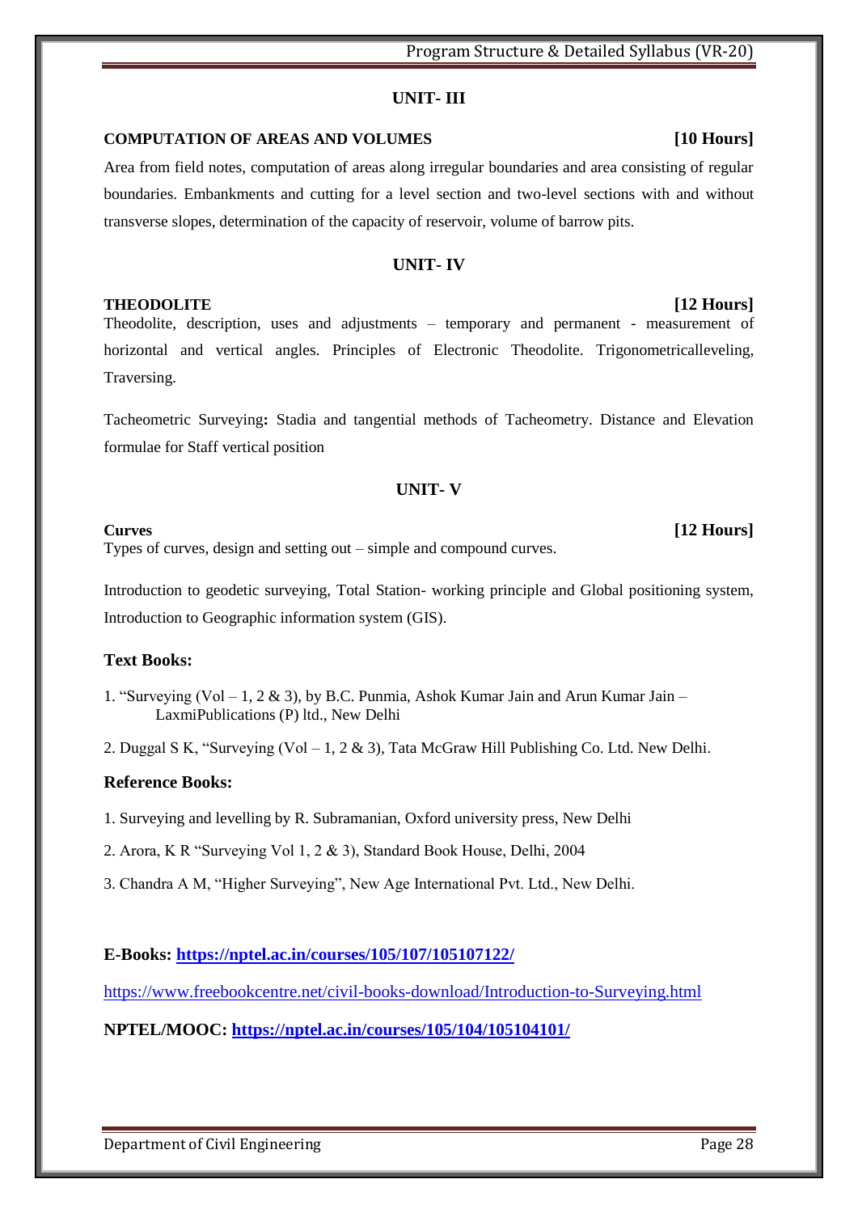## UNIT- III

**COMPUTATION OF AREAS AND VOLUMES** **[10 Hours]**

Area from field notes, computation of areas along irregular boundaries and area consisting of regular boundaries. Embankments and cutting for a level section and two-level sections with and without transverse slopes, determination of the capacity of reservoir, volume of barrow pits.

## UNIT- IV

**THEODOLITE** **[12 Hours]**

Theodolite, description, uses and adjustments – temporary and permanent - measurement of horizontal and vertical angles. Principles of Electronic Theodolite. Trigonometricalleveling, Traversing.

Tacheometric Surveying**:** Stadia and tangential methods of Tacheometry. Distance and Elevation formulae for Staff vertical position

## UNIT- V

**Curves** **[12 Hours]**

Types of curves, design and setting out – simple and compound curves.

Introduction to geodetic surveying, Total Station- working principle and Global positioning system, Introduction to Geographic information system (GIS).

### Text Books:

1. "Surveying (Vol – 1, 2 & 3), by B.C. Punmia, Ashok Kumar Jain and Arun Kumar Jain – LaxmiPublications (P) ltd., New Delhi
2. Duggal S K, "Surveying (Vol – 1, 2 & 3), Tata McGraw Hill Publishing Co. Ltd. New Delhi.

### Reference Books:

1. Surveying and levelling by R. Subramanian, Oxford university press, New Delhi
2. Arora, K R "Surveying Vol 1, 2 & 3), Standard Book House, Delhi, 2004
3. Chandra A M, "Higher Surveying", New Age International Pvt. Ltd., New Delhi.

**E-Books: https://nptel.ac.in/courses/105/107/105107122/**

https://www.freebookcentre.net/civil-books-download/Introduction-to-Surveying.html

**NPTEL/MOOC: https://nptel.ac.in/courses/105/104/105104101/**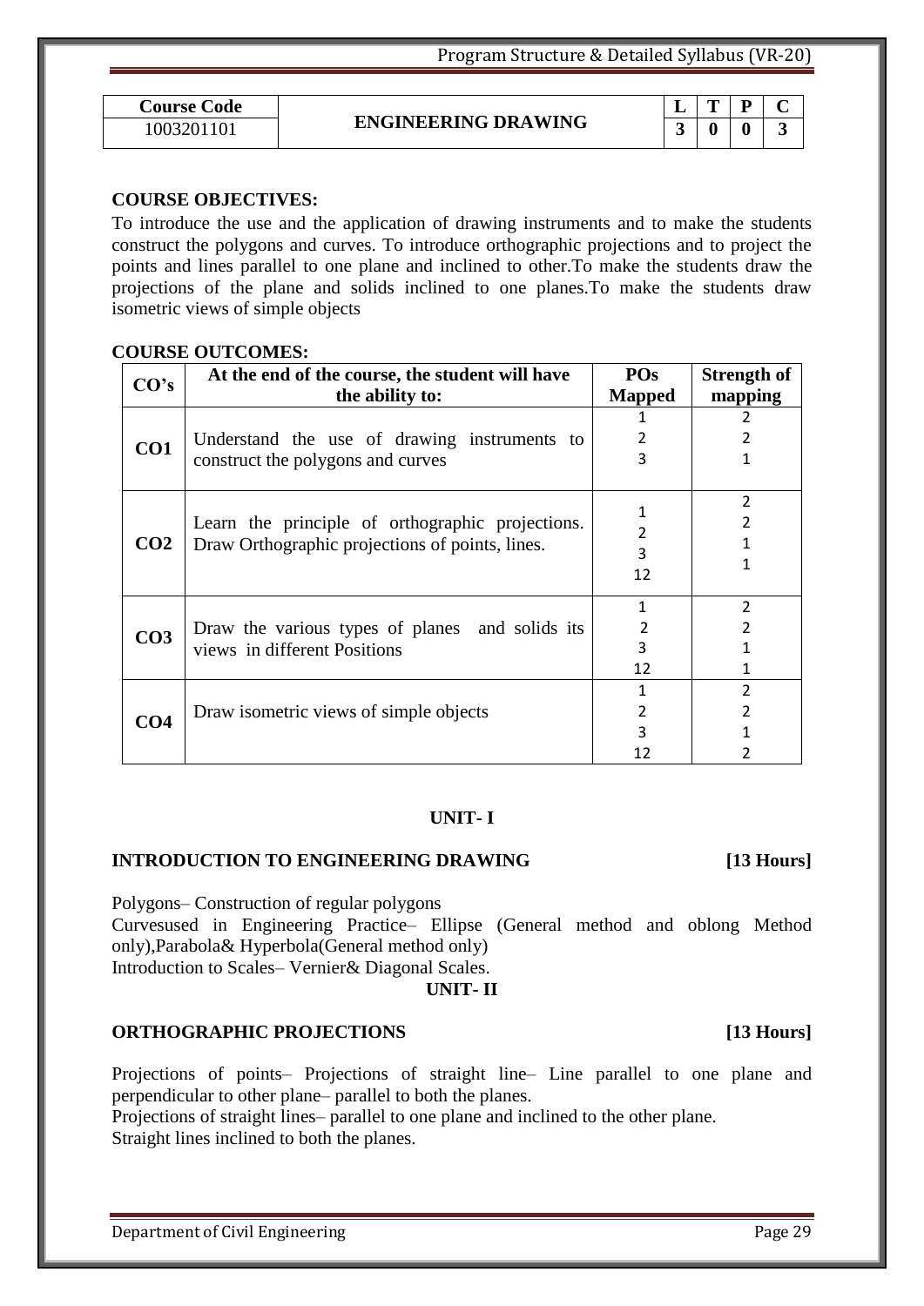| Course Code | ENGINEERING DRAWING | L | T | P | C |
|---|---|---|---|---|---|
| 1003201101 | | 3 | 0 | 0 | 3 |

**COURSE OBJECTIVES:**

To introduce the use and the application of drawing instruments and to make the students construct the polygons and curves. To introduce orthographic projections and to project the points and lines parallel to one plane and inclined to other.To make the students draw the projections of the plane and solids inclined to one planes.To make the students draw isometric views of simple objects

**COURSE OUTCOMES:**

| CO's | At the end of the course, the student will have the ability to: | POs Mapped | Strength of mapping |
|---|---|---|---|
| **CO1** | Understand the use of drawing instruments to construct the polygons and curves | 1<br>2<br>3 | 2<br>2<br>1 |
| **CO2** | Learn the principle of orthographic projections. Draw Orthographic projections of points, lines. | 1<br>2<br>3<br>12 | 2<br>2<br>1<br>1 |
| **CO3** | Draw the various types of planes and solids its views in different Positions | 1<br>2<br>3<br>12 | 2<br>2<br>1<br>1 |
| **CO4** | Draw isometric views of simple objects | 1<br>2<br>3<br>12 | 2<br>2<br>1<br>2 |

**UNIT- I**

**INTRODUCTION TO ENGINEERING DRAWING [13 Hours]**

Polygons– Construction of regular polygons

Curvesused in Engineering Practice– Ellipse (General method and oblong Method only),Parabola& Hyperbola(General method only)

Introduction to Scales– Vernier& Diagonal Scales.

**UNIT- II**

**ORTHOGRAPHIC PROJECTIONS [13 Hours]**

Projections of points– Projections of straight line– Line parallel to one plane and perpendicular to other plane– parallel to both the planes.

Projections of straight lines– parallel to one plane and inclined to the other plane.

Straight lines inclined to both the planes.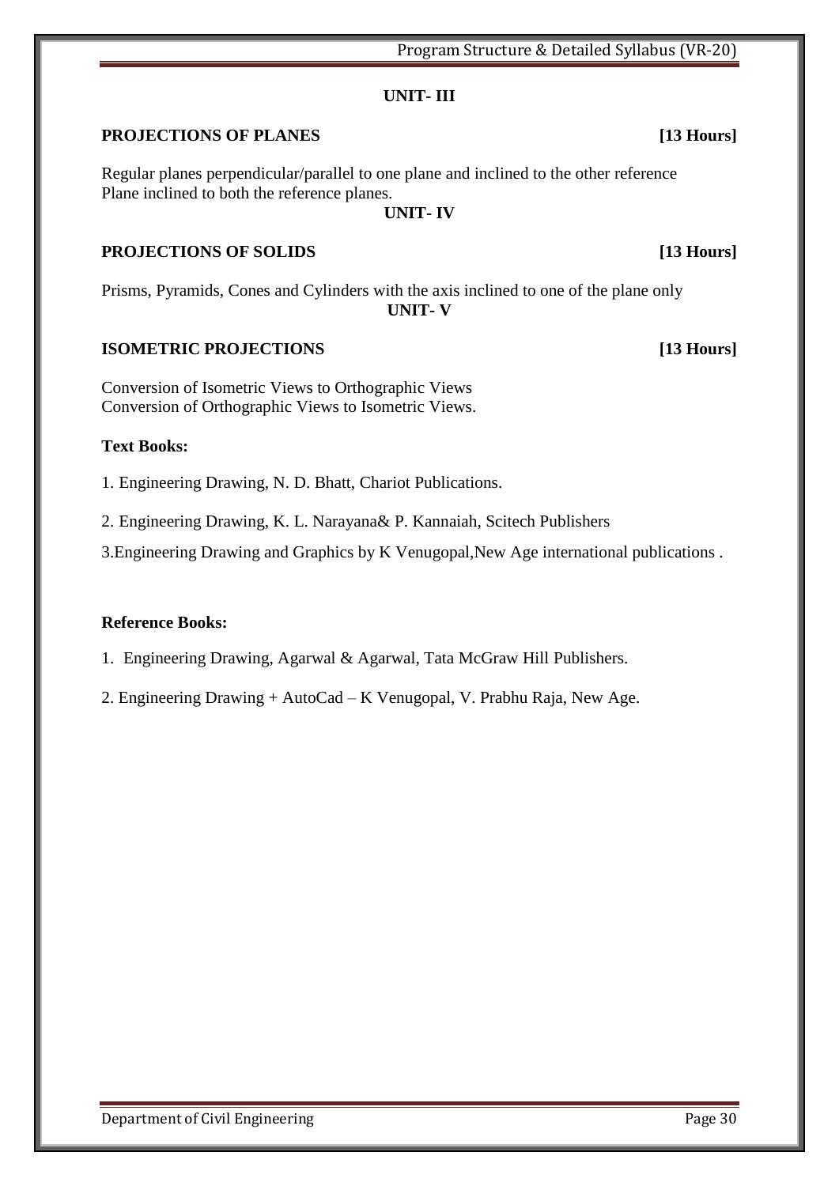**UNIT- III**

**PROJECTIONS OF PLANES** **[13 Hours]**

Regular planes perpendicular/parallel to one plane and inclined to the other reference
Plane inclined to both the reference planes.

**UNIT- IV**

**PROJECTIONS OF SOLIDS** **[13 Hours]**

Prisms, Pyramids, Cones and Cylinders with the axis inclined to one of the plane only

**UNIT- V**

**ISOMETRIC PROJECTIONS** **[13 Hours]**

Conversion of Isometric Views to Orthographic Views
Conversion of Orthographic Views to Isometric Views.

**Text Books:**

1. Engineering Drawing, N. D. Bhatt, Chariot Publications.

2. Engineering Drawing, K. L. Narayana& P. Kannaiah, Scitech Publishers

3.Engineering Drawing and Graphics by K Venugopal,New Age international publications .

**Reference Books:**

1. Engineering Drawing, Agarwal & Agarwal, Tata McGraw Hill Publishers.

2. Engineering Drawing + AutoCad – K Venugopal, V. Prabhu Raja, New Age.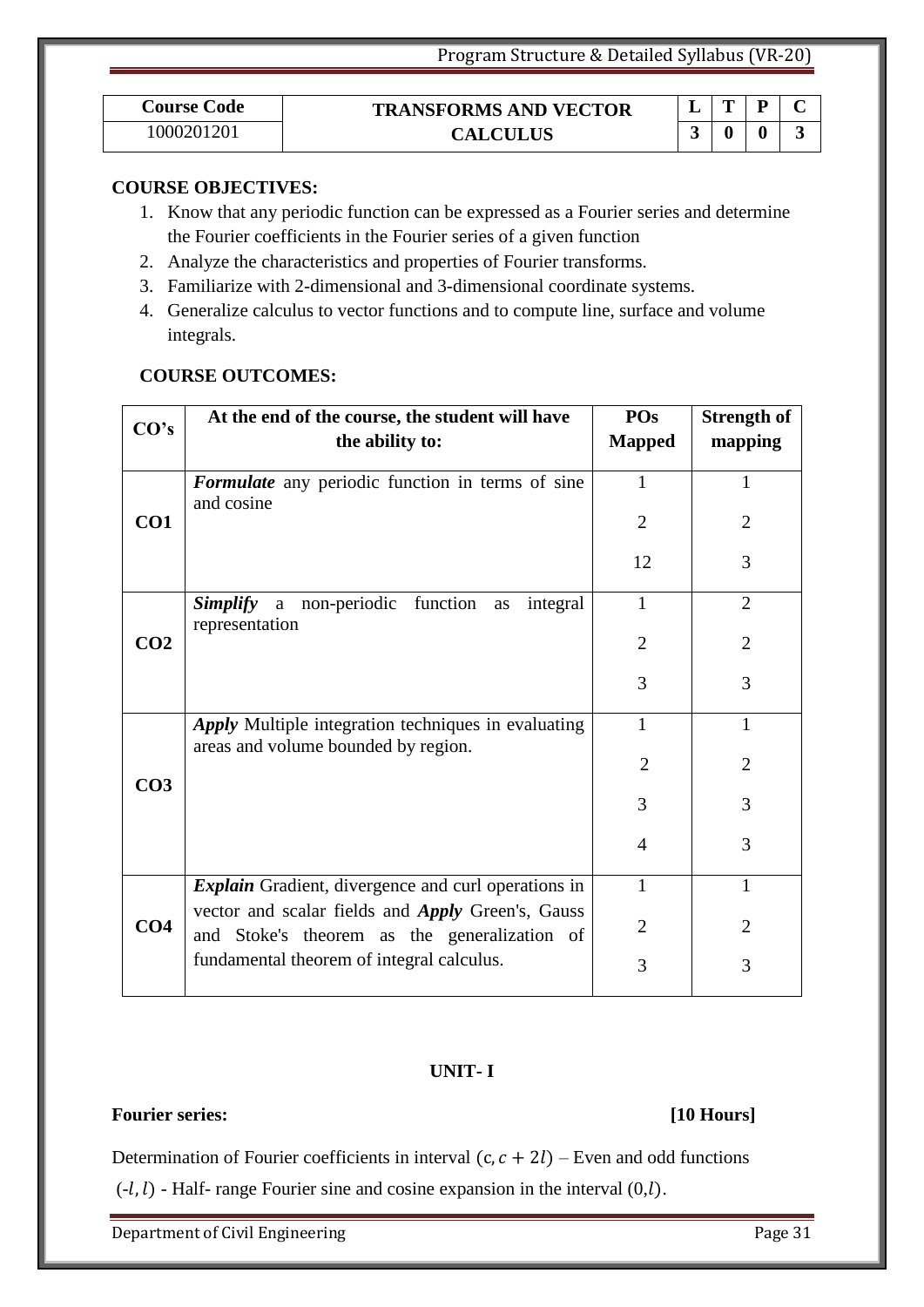| Course Code | TRANSFORMS AND VECTOR CALCULUS | L | T | P | C |
|---|---|---|---|---|---|
| 1000201201 | | 3 | 0 | 0 | 3 |

**COURSE OBJECTIVES:**

1. Know that any periodic function can be expressed as a Fourier series and determine the Fourier coefficients in the Fourier series of a given function
2. Analyze the characteristics and properties of Fourier transforms.
3. Familiarize with 2-dimensional and 3-dimensional coordinate systems.
4. Generalize calculus to vector functions and to compute line, surface and volume integrals.

**COURSE OUTCOMES:**

| CO's | At the end of the course, the student will have the ability to: | POs Mapped | Strength of mapping |
|---|---|---|---|
| CO1 | ***Formulate*** any periodic function in terms of sine and cosine | 1 | 1 |
| | | 2 | 2 |
| | | 12 | 3 |
| CO2 | ***Simplify*** a non-periodic function as integral representation | 1 | 2 |
| | | 2 | 2 |
| | | 3 | 3 |
| CO3 | ***Apply*** Multiple integration techniques in evaluating areas and volume bounded by region. | 1 | 1 |
| | | 2 | 2 |
| | | 3 | 3 |
| | | 4 | 3 |
| CO4 | ***Explain*** Gradient, divergence and curl operations in vector and scalar fields and ***Apply*** Green's, Gauss and Stoke's theorem as the generalization of fundamental theorem of integral calculus. | 1 | 1 |
| | | 2 | 2 |
| | | 3 | 3 |

**UNIT- I**

**Fourier series:** **[10 Hours]**

Determination of Fourier coefficients in interval $(c, c + 2l)$ – Even and odd functions $(-l, l)$ - Half- range Fourier sine and cosine expansion in the interval $(0, l)$.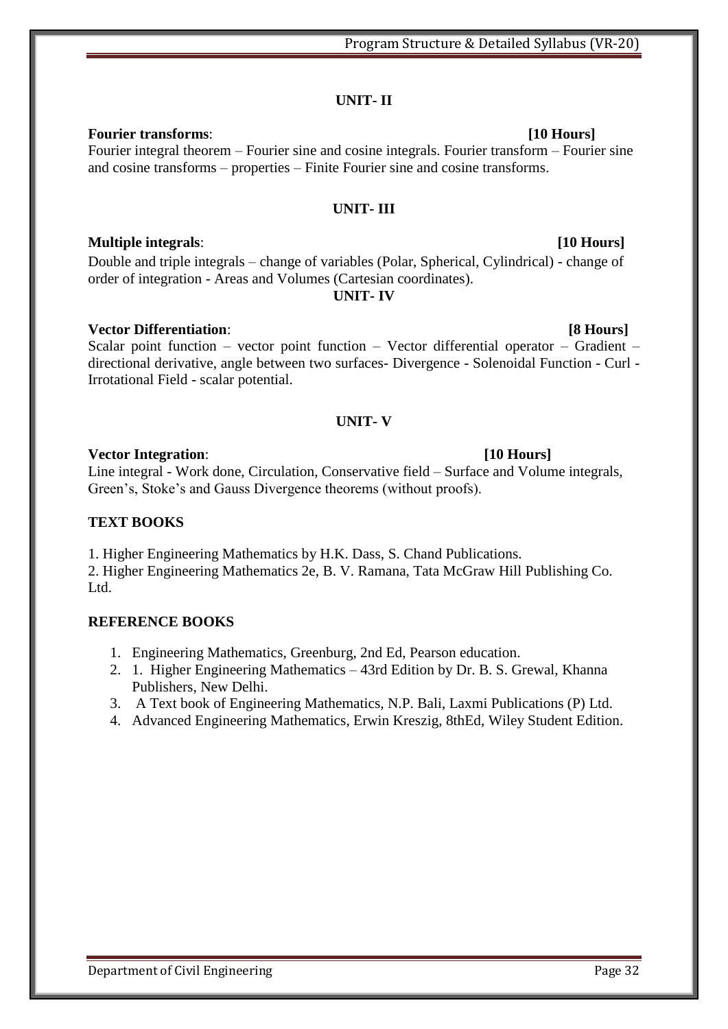### UNIT- II

**Fourier transforms**: **[10 Hours]**

Fourier integral theorem – Fourier sine and cosine integrals. Fourier transform – Fourier sine and cosine transforms – properties – Finite Fourier sine and cosine transforms.

### UNIT- III

**Multiple integrals**: **[10 Hours]**

Double and triple integrals – change of variables (Polar, Spherical, Cylindrical) - change of order of integration - Areas and Volumes (Cartesian coordinates).

### UNIT- IV

**Vector Differentiation**: **[8 Hours]**

Scalar point function – vector point function – Vector differential operator – Gradient – directional derivative, angle between two surfaces- Divergence - Solenoidal Function - Curl - Irrotational Field - scalar potential.

### UNIT- V

**Vector Integration**: **[10 Hours]**

Line integral - Work done, Circulation, Conservative field – Surface and Volume integrals, Green's, Stoke's and Gauss Divergence theorems (without proofs).

**TEXT BOOKS**

1. Higher Engineering Mathematics by H.K. Dass, S. Chand Publications.
2. Higher Engineering Mathematics 2e, B. V. Ramana, Tata McGraw Hill Publishing Co. Ltd.

**REFERENCE BOOKS**

1. Engineering Mathematics, Greenburg, 2nd Ed, Pearson education.
2. 1. Higher Engineering Mathematics – 43rd Edition by Dr. B. S. Grewal, Khanna Publishers, New Delhi.
3. A Text book of Engineering Mathematics, N.P. Bali, Laxmi Publications (P) Ltd.
4. Advanced Engineering Mathematics, Erwin Kreszig, 8thEd, Wiley Student Edition.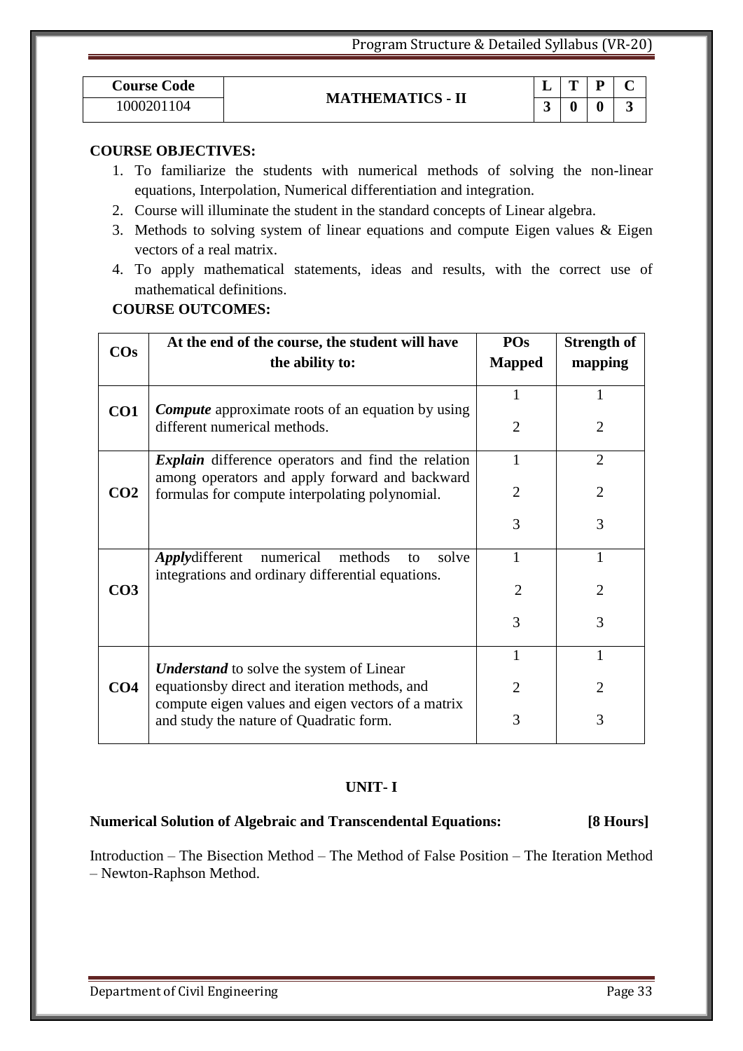| Course Code | MATHEMATICS - II | L | T | P | C |
|---|---|---|---|---|---|
| 1000201104 | | 3 | 0 | 0 | 3 |

**COURSE OBJECTIVES:**

1. To familiarize the students with numerical methods of solving the non-linear equations, Interpolation, Numerical differentiation and integration.
2. Course will illuminate the student in the standard concepts of Linear algebra.
3. Methods to solving system of linear equations and compute Eigen values & Eigen vectors of a real matrix.
4. To apply mathematical statements, ideas and results, with the correct use of mathematical definitions.

**COURSE OUTCOMES:**

| COs | At the end of the course, the student will have the ability to: | POs Mapped | Strength of mapping |
|---|---|---|---|
| **CO1** | ***Compute*** approximate roots of an equation by using different numerical methods. | 1 | 1 |
| | | 2 | 2 |
| **CO2** | ***Explain*** difference operators and find the relation among operators and apply forward and backward formulas for compute interpolating polynomial. | 1 | 2 |
| | | 2 | 2 |
| | | 3 | 3 |
| **CO3** | ***Apply***different numerical methods to solve integrations and ordinary differential equations. | 1 | 1 |
| | | 2 | 2 |
| | | 3 | 3 |
| **CO4** | ***Understand*** to solve the system of Linear equationsby direct and iteration methods, and compute eigen values and eigen vectors of a matrix and study the nature of Quadratic form. | 1 | 1 |
| | | 2 | 2 |
| | | 3 | 3 |

## UNIT- I

**Numerical Solution of Algebraic and Transcendental Equations: [8 Hours]**

Introduction – The Bisection Method – The Method of False Position – The Iteration Method – Newton-Raphson Method.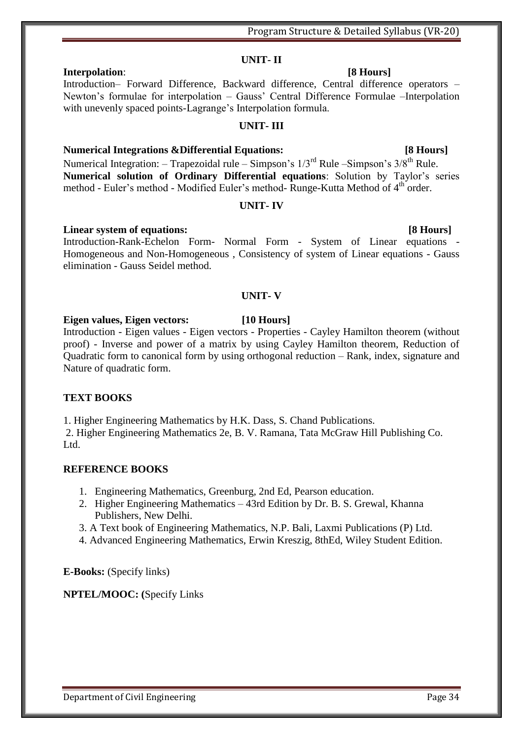### UNIT- II

**Interpolation**: **[8 Hours]**

Introduction– Forward Difference, Backward difference, Central difference operators – Newton's formulae for interpolation – Gauss' Central Difference Formulae –Interpolation with unevenly spaced points-Lagrange's Interpolation formula.

### UNIT- III

**Numerical Integrations &Differential Equations:** **[8 Hours]**

Numerical Integration: – Trapezoidal rule – Simpson's 1/3$^{rd}$ Rule –Simpson's 3/8$^{th}$ Rule.

**Numerical solution of Ordinary Differential equations**: Solution by Taylor's series method - Euler's method - Modified Euler's method- Runge-Kutta Method of 4$^{th}$ order.

### UNIT- IV

**Linear system of equations:** **[8 Hours]**

Introduction-Rank-Echelon Form- Normal Form - System of Linear equations - Homogeneous and Non-Homogeneous , Consistency of system of Linear equations - Gauss elimination - Gauss Seidel method.

### UNIT- V

**Eigen values, Eigen vectors:** **[10 Hours]**

Introduction - Eigen values - Eigen vectors - Properties - Cayley Hamilton theorem (without proof) - Inverse and power of a matrix by using Cayley Hamilton theorem, Reduction of Quadratic form to canonical form by using orthogonal reduction – Rank, index, signature and Nature of quadratic form.

### TEXT BOOKS

1. Higher Engineering Mathematics by H.K. Dass, S. Chand Publications.
2. Higher Engineering Mathematics 2e, B. V. Ramana, Tata McGraw Hill Publishing Co. Ltd.

### REFERENCE BOOKS

1. Engineering Mathematics, Greenburg, 2nd Ed, Pearson education.
2. Higher Engineering Mathematics – 43rd Edition by Dr. B. S. Grewal, Khanna Publishers, New Delhi.
3. A Text book of Engineering Mathematics, N.P. Bali, Laxmi Publications (P) Ltd.
4. Advanced Engineering Mathematics, Erwin Kreszig, 8thEd, Wiley Student Edition.

**E-Books:** (Specify links)

**NPTEL/MOOC: (**Specify Links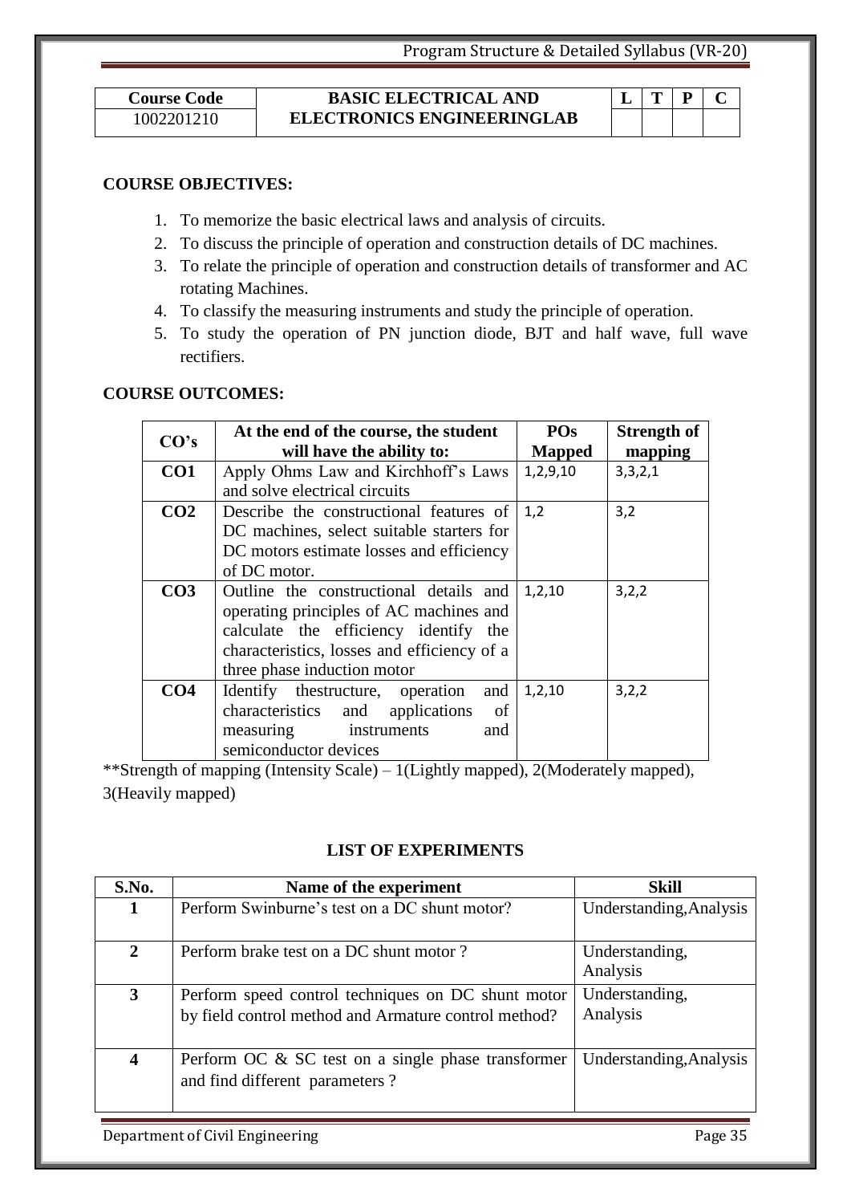| Course Code | BASIC ELECTRICAL AND ELECTRONICS ENGINEERINGLAB | L | T | P | C |
|---|---|---|---|---|---|
| 1002201210 | | | | | |

**COURSE OBJECTIVES:**

1. To memorize the basic electrical laws and analysis of circuits.
2. To discuss the principle of operation and construction details of DC machines.
3. To relate the principle of operation and construction details of transformer and AC rotating Machines.
4. To classify the measuring instruments and study the principle of operation.
5. To study the operation of PN junction diode, BJT and half wave, full wave rectifiers.

**COURSE OUTCOMES:**

| CO's | At the end of the course, the student will have the ability to: | POs Mapped | Strength of mapping |
|---|---|---|---|
| **CO1** | Apply Ohms Law and Kirchhoff's Laws and solve electrical circuits | 1,2,9,10 | 3,3,2,1 |
| **CO2** | Describe the constructional features of DC machines, select suitable starters for DC motors estimate losses and efficiency of DC motor. | 1,2 | 3,2 |
| **CO3** | Outline the constructional details and operating principles of AC machines and calculate the efficiency identify the characteristics, losses and efficiency of a three phase induction motor | 1,2,10 | 3,2,2 |
| **CO4** | Identify thestructure, operation and characteristics and applications of measuring instruments and semiconductor devices | 1,2,10 | 3,2,2 |

**Strength of mapping (Intensity Scale) – 1(Lightly mapped), 2(Moderately mapped), 3(Heavily mapped)

**LIST OF EXPERIMENTS**

| S.No. | Name of the experiment | Skill |
|---|---|---|
| **1** | Perform Swinburne's test on a DC shunt motor? | Understanding,Analysis |
| **2** | Perform brake test on a DC shunt motor ? | Understanding, Analysis |
| **3** | Perform speed control techniques on DC shunt motor by field control method and Armature control method? | Understanding, Analysis |
| **4** | Perform OC & SC test on a single phase transformer and find different parameters ? | Understanding,Analysis |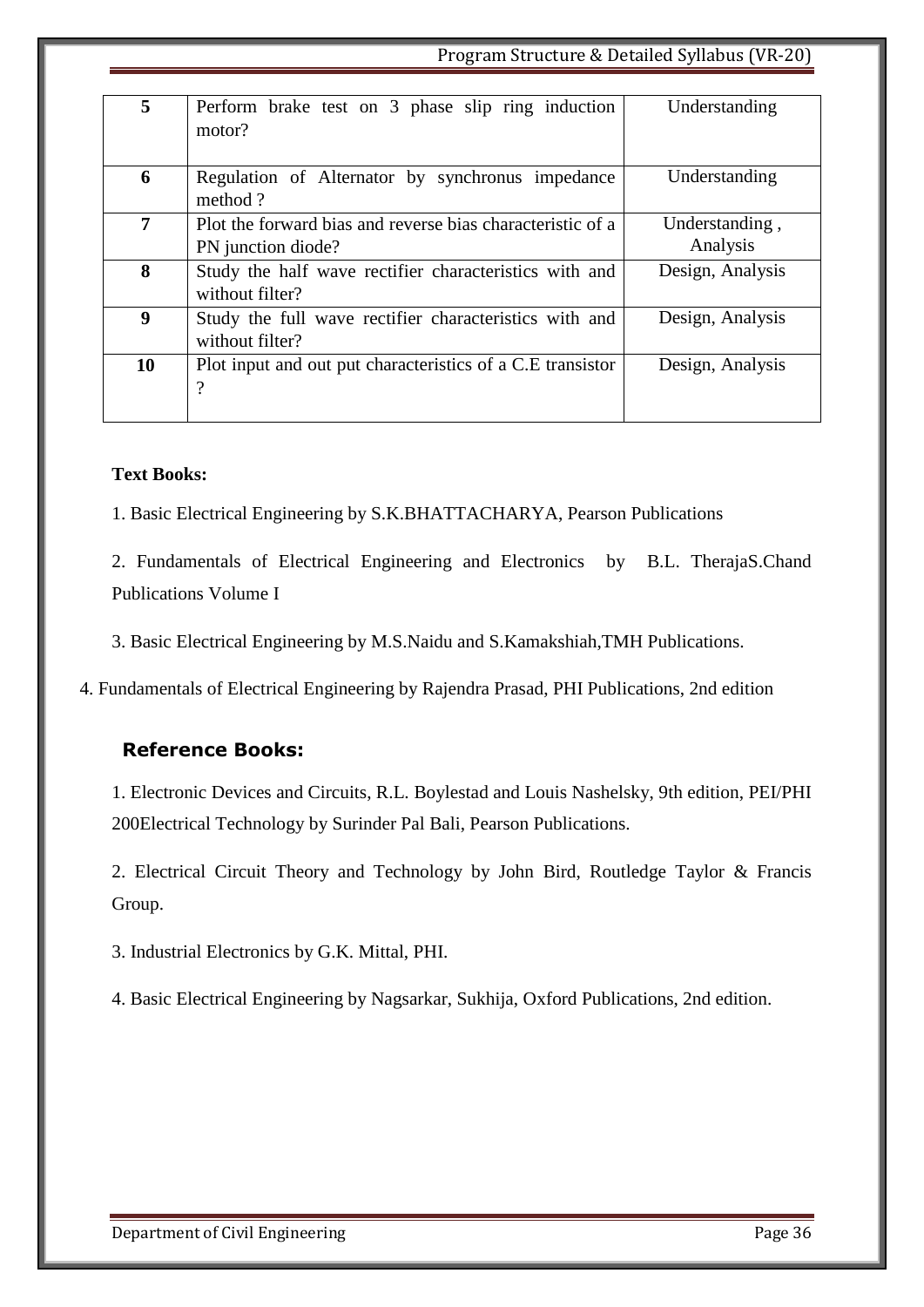| 5 | Perform brake test on 3 phase slip ring induction motor? | Understanding |
|---|---|---|
| 6 | Regulation of Alternator by synchronus impedance method ? | Understanding |
| 7 | Plot the forward bias and reverse bias characteristic of a PN junction diode? | Understanding , Analysis |
| 8 | Study the half wave rectifier characteristics with and without filter? | Design, Analysis |
| 9 | Study the full wave rectifier characteristics with and without filter? | Design, Analysis |
| 10 | Plot input and out put characteristics of a C.E transistor ? | Design, Analysis |

**Text Books:**

1. Basic Electrical Engineering by S.K.BHATTACHARYA, Pearson Publications

2. Fundamentals of Electrical Engineering and Electronics by B.L. TherajaS.Chand Publications Volume I

3. Basic Electrical Engineering by M.S.Naidu and S.Kamakshiah,TMH Publications.

4. Fundamentals of Electrical Engineering by Rajendra Prasad, PHI Publications, 2nd edition

## Reference Books:

1. Electronic Devices and Circuits, R.L. Boylestad and Louis Nashelsky, 9th edition, PEI/PHI 200Electrical Technology by Surinder Pal Bali, Pearson Publications.

2. Electrical Circuit Theory and Technology by John Bird, Routledge Taylor & Francis Group.

3. Industrial Electronics by G.K. Mittal, PHI.

4. Basic Electrical Engineering by Nagsarkar, Sukhija, Oxford Publications, 2nd edition.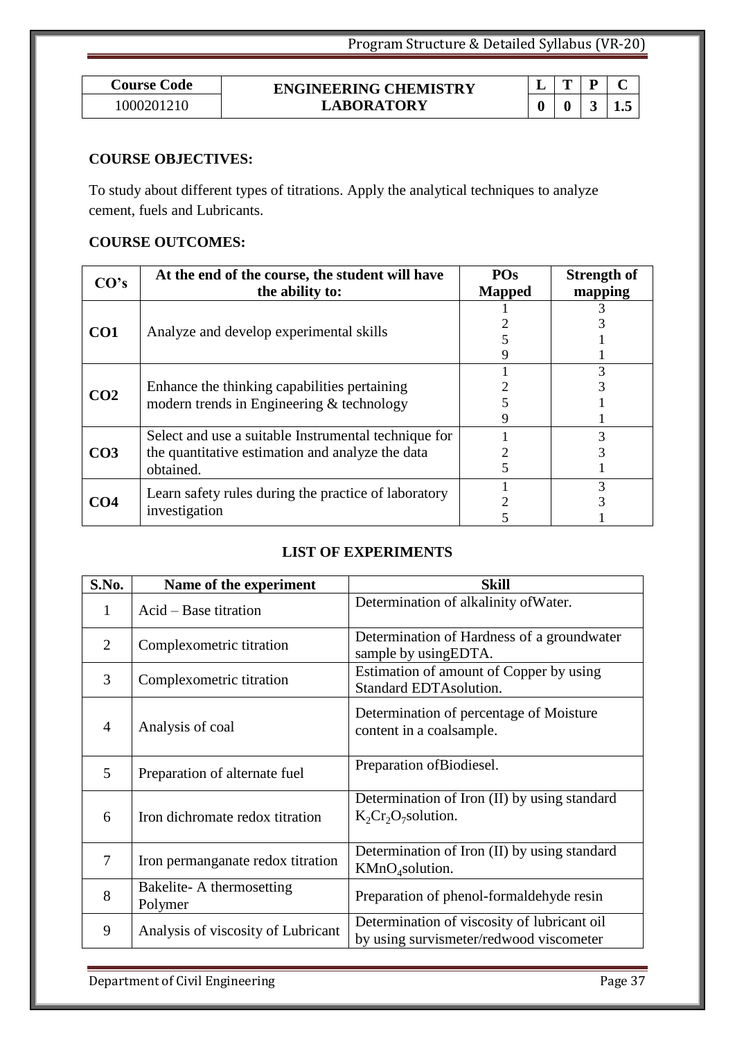| Course Code | ENGINEERING CHEMISTRY LABORATORY | L | T | P | C |
|---|---|---|---|---|---|
| 1000201210 | | 0 | 0 | 3 | 1.5 |

**COURSE OBJECTIVES:**

To study about different types of titrations. Apply the analytical techniques to analyze cement, fuels and Lubricants.

**COURSE OUTCOMES:**

| CO's | At the end of the course, the student will have the ability to: | POs Mapped | Strength of mapping |
|---|---|---|---|
| CO1 | Analyze and develop experimental skills | 1<br>2<br>5<br>9 | 3<br>3<br>1<br>1 |
| CO2 | Enhance the thinking capabilities pertaining modern trends in Engineering & technology | 1<br>2<br>5<br>9 | 3<br>3<br>1<br>1 |
| CO3 | Select and use a suitable Instrumental technique for the quantitative estimation and analyze the data obtained. | 1<br>2<br>5 | 3<br>3<br>1 |
| CO4 | Learn safety rules during the practice of laboratory investigation | 1<br>2<br>5 | 3<br>3<br>1 |

**LIST OF EXPERIMENTS**

| S.No. | Name of the experiment | Skill |
|---|---|---|
| 1 | Acid – Base titration | Determination of alkalinity ofWater. |
| 2 | Complexometric titration | Determination of Hardness of a groundwater sample by usingEDTA. |
| 3 | Complexometric titration | Estimation of amount of Copper by using Standard EDTAsolution. |
| 4 | Analysis of coal | Determination of percentage of Moisture content in a coalsample. |
| 5 | Preparation of alternate fuel | Preparation ofBiodiesel. |
| 6 | Iron dichromate redox titration | Determination of Iron (II) by using standard $K_2Cr_2O_7$solution. |
| 7 | Iron permanganate redox titration | Determination of Iron (II) by using standard $KMnO_4$solution. |
| 8 | Bakelite- A thermosetting Polymer | Preparation of phenol-formaldehyde resin |
| 9 | Analysis of viscosity of Lubricant | Determination of viscosity of lubricant oil by using survismeter/redwood viscometer |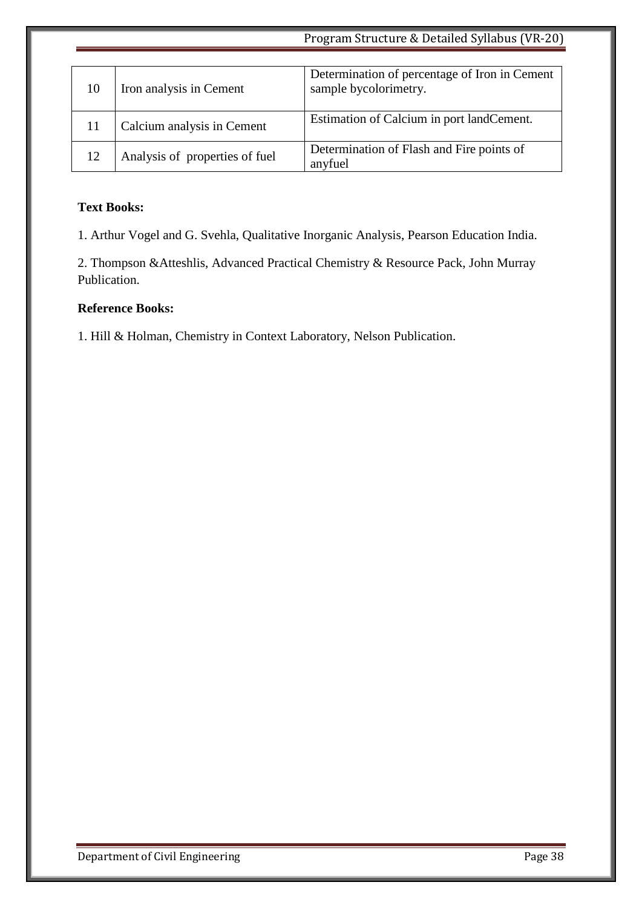| 10 | Iron analysis in Cement | Determination of percentage of Iron in Cement sample bycolorimetry. |
|---|---|---|
| 11 | Calcium analysis in Cement | Estimation of Calcium in port landCement. |
| 12 | Analysis of properties of fuel | Determination of Flash and Fire points of anyfuel |

**Text Books:**

1. Arthur Vogel and G. Svehla, Qualitative Inorganic Analysis, Pearson Education India.

2. Thompson &Atteshlis, Advanced Practical Chemistry & Resource Pack, John Murray Publication.

**Reference Books:**

1. Hill & Holman, Chemistry in Context Laboratory, Nelson Publication.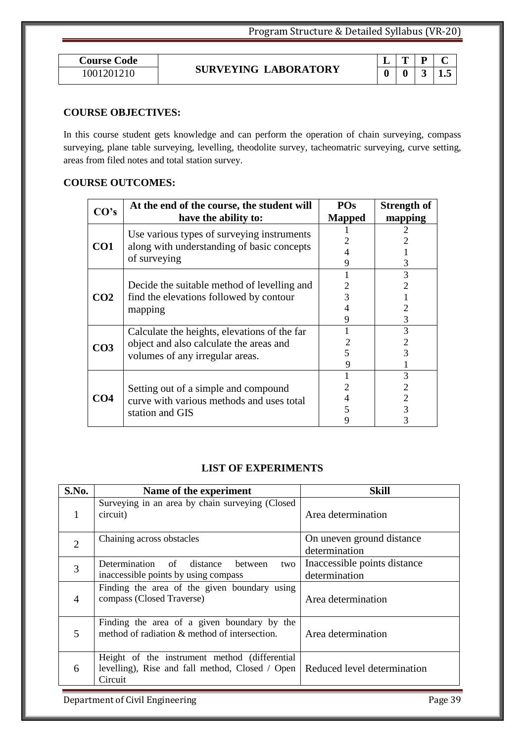| Course Code | SURVEYING LABORATORY | L | T | P | C |
|---|---|---|---|---|---|
| 1001201210 | | 0 | 0 | 3 | 1.5 |

## COURSE OBJECTIVES:

In this course student gets knowledge and can perform the operation of chain surveying, compass surveying, plane table surveying, levelling, theodolite survey, tacheomatric surveying, curve setting, areas from filed notes and total station survey.

## COURSE OUTCOMES:

| CO's | At the end of the course, the student will have the ability to: | POs Mapped | Strength of mapping |
|---|---|---|---|
| CO1 | Use various types of surveying instruments along with understanding of basic concepts of surveying | 1<br>2<br>4<br>9 | 2<br>2<br>1<br>3 |
| CO2 | Decide the suitable method of levelling and find the elevations followed by contour mapping | 1<br>2<br>3<br>4<br>9 | 3<br>2<br>1<br>2<br>3 |
| CO3 | Calculate the heights, elevations of the far object and also calculate the areas and volumes of any irregular areas. | 1<br>2<br>5<br>9 | 3<br>2<br>3<br>1 |
| CO4 | Setting out of a simple and compound curve with various methods and uses total station and GIS | 1<br>2<br>4<br>5<br>9 | 3<br>2<br>2<br>3<br>3 |

## LIST OF EXPERIMENTS

| S.No. | Name of the experiment | Skill |
|---|---|---|
| 1 | Surveying in an area by chain surveying (Closed circuit) | Area determination |
| 2 | Chaining across obstacles | On uneven ground distance determination |
| 3 | Determination of distance between two inaccessible points by using compass | Inaccessible points distance determination |
| 4 | Finding the area of the given boundary using compass (Closed Traverse) | Area determination |
| 5 | Finding the area of a given boundary by the method of radiation & method of intersection. | Area determination |
| 6 | Height of the instrument method (differential levelling), Rise and fall method, Closed / Open Circuit | Reduced level determination |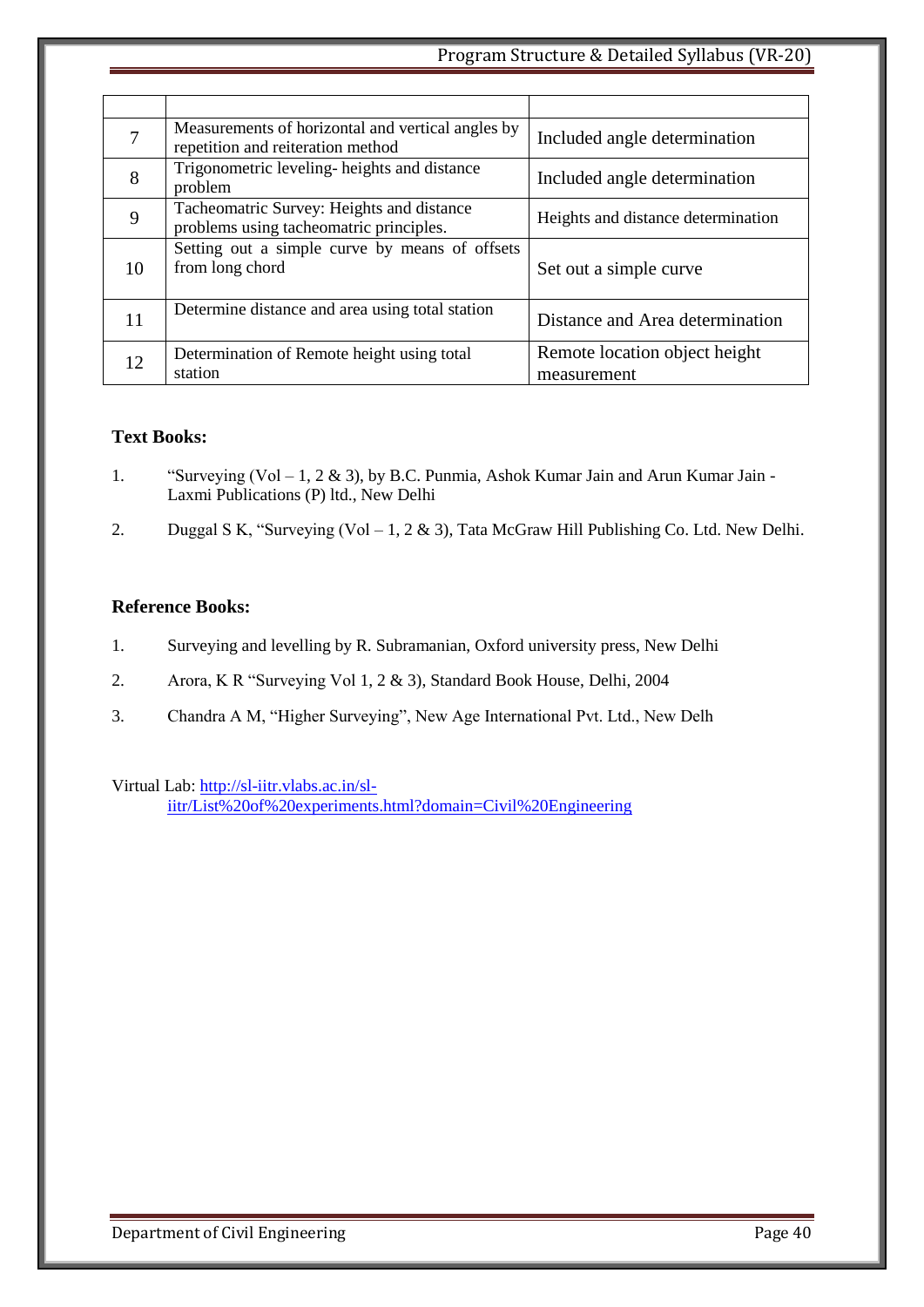| | | |
|---|---|---|
| 7 | Measurements of horizontal and vertical angles by repetition and reiteration method | Included angle determination |
| 8 | Trigonometric leveling- heights and distance problem | Included angle determination |
| 9 | Tacheomatric Survey: Heights and distance problems using tacheomatric principles. | Heights and distance determination |
| 10 | Setting out a simple curve by means of offsets from long chord | Set out a simple curve |
| 11 | Determine distance and area using total station | Distance and Area determination |
| 12 | Determination of Remote height using total station | Remote location object height measurement |

**Text Books:**

1. "Surveying (Vol – 1, 2 & 3), by B.C. Punmia, Ashok Kumar Jain and Arun Kumar Jain - Laxmi Publications (P) ltd., New Delhi
2. Duggal S K, "Surveying (Vol – 1, 2 & 3), Tata McGraw Hill Publishing Co. Ltd. New Delhi.

**Reference Books:**

1. Surveying and levelling by R. Subramanian, Oxford university press, New Delhi
2. Arora, K R "Surveying Vol 1, 2 & 3), Standard Book House, Delhi, 2004
3. Chandra A M, "Higher Surveying", New Age International Pvt. Ltd., New Delh

Virtual Lab: http://sl-iitr.vlabs.ac.in/sl-iitr/List%20of%20experiments.html?domain=Civil%20Engineering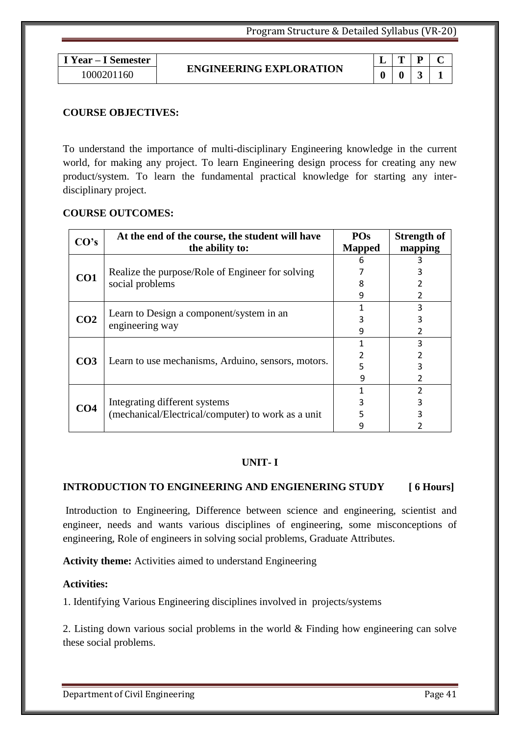| I Year – I Semester | ENGINEERING EXPLORATION | L | T | P | C |
|---|---|---|---|---|---|
| 1000201160 | | 0 | 0 | 3 | 1 |

**COURSE OBJECTIVES:**

To understand the importance of multi-disciplinary Engineering knowledge in the current world, for making any project. To learn Engineering design process for creating any new product/system. To learn the fundamental practical knowledge for starting any inter-disciplinary project.

**COURSE OUTCOMES:**

| CO's | At the end of the course, the student will have the ability to: | POs Mapped | Strength of mapping |
|---|---|---|---|
| CO1 | Realize the purpose/Role of Engineer for solving social problems | 6 | 3 |
| | | 7 | 3 |
| | | 8 | 2 |
| | | 9 | 2 |
| CO2 | Learn to Design a component/system in an engineering way | 1 | 3 |
| | | 3 | 3 |
| | | 9 | 2 |
| CO3 | Learn to use mechanisms, Arduino, sensors, motors. | 1 | 3 |
| | | 2 | 2 |
| | | 5 | 3 |
| | | 9 | 2 |
| CO4 | Integrating different systems (mechanical/Electrical/computer) to work as a unit | 1 | 2 |
| | | 3 | 3 |
| | | 5 | 3 |
| | | 9 | 2 |

## UNIT- I

### INTRODUCTION TO ENGINEERING AND ENGIENERING STUDY [ 6 Hours]

Introduction to Engineering, Difference between science and engineering, scientist and engineer, needs and wants various disciplines of engineering, some misconceptions of engineering, Role of engineers in solving social problems, Graduate Attributes.

**Activity theme:** Activities aimed to understand Engineering

**Activities:**

1. Identifying Various Engineering disciplines involved in projects/systems

2. Listing down various social problems in the world & Finding how engineering can solve these social problems.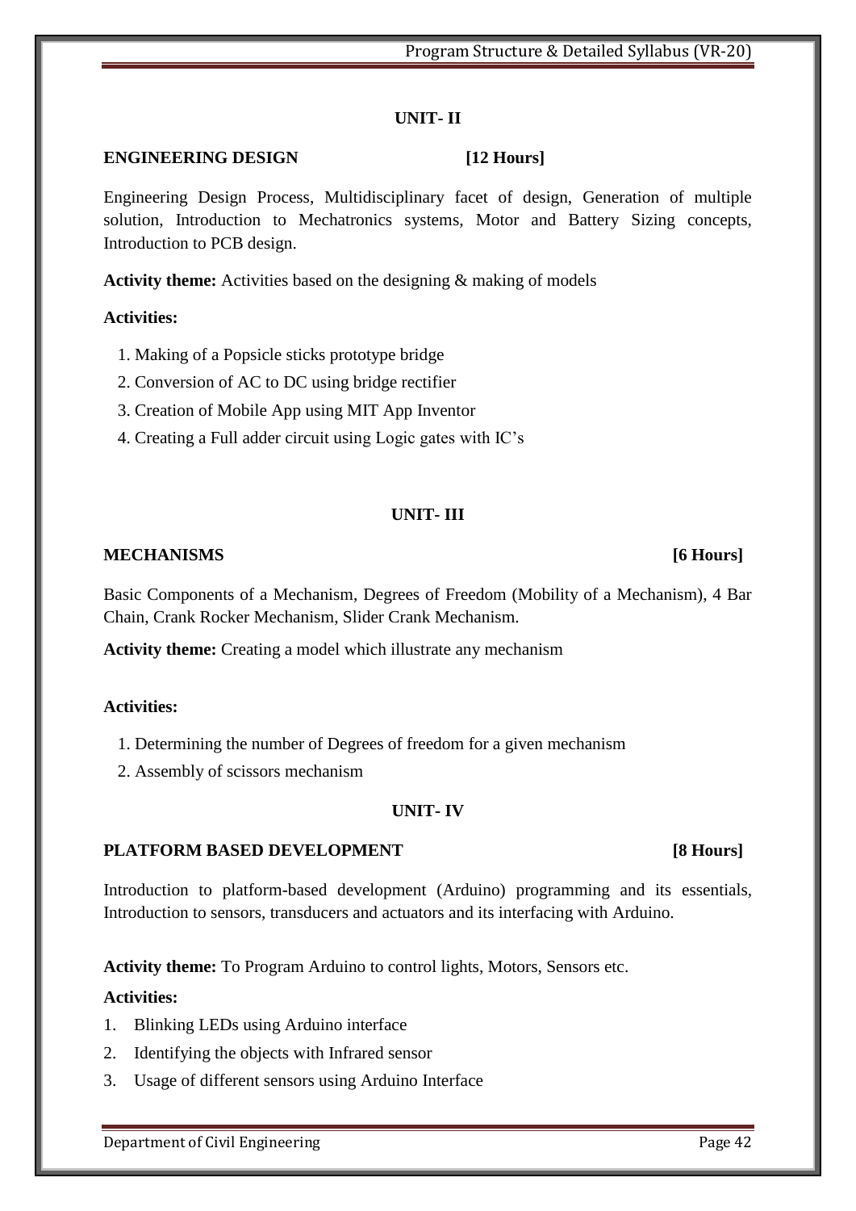## UNIT- II

**ENGINEERING DESIGN [12 Hours]**

Engineering Design Process, Multidisciplinary facet of design, Generation of multiple solution, Introduction to Mechatronics systems, Motor and Battery Sizing concepts, Introduction to PCB design.

**Activity theme:** Activities based on the designing & making of models

**Activities:**

1. Making of a Popsicle sticks prototype bridge
2. Conversion of AC to DC using bridge rectifier
3. Creation of Mobile App using MIT App Inventor
4. Creating a Full adder circuit using Logic gates with IC's

## UNIT- III

**MECHANISMS [6 Hours]**

Basic Components of a Mechanism, Degrees of Freedom (Mobility of a Mechanism), 4 Bar Chain, Crank Rocker Mechanism, Slider Crank Mechanism.

**Activity theme:** Creating a model which illustrate any mechanism

**Activities:**

1. Determining the number of Degrees of freedom for a given mechanism
2. Assembly of scissors mechanism

## UNIT- IV

**PLATFORM BASED DEVELOPMENT [8 Hours]**

Introduction to platform-based development (Arduino) programming and its essentials, Introduction to sensors, transducers and actuators and its interfacing with Arduino.

**Activity theme:** To Program Arduino to control lights, Motors, Sensors etc.

**Activities:**

1. Blinking LEDs using Arduino interface
2. Identifying the objects with Infrared sensor
3. Usage of different sensors using Arduino Interface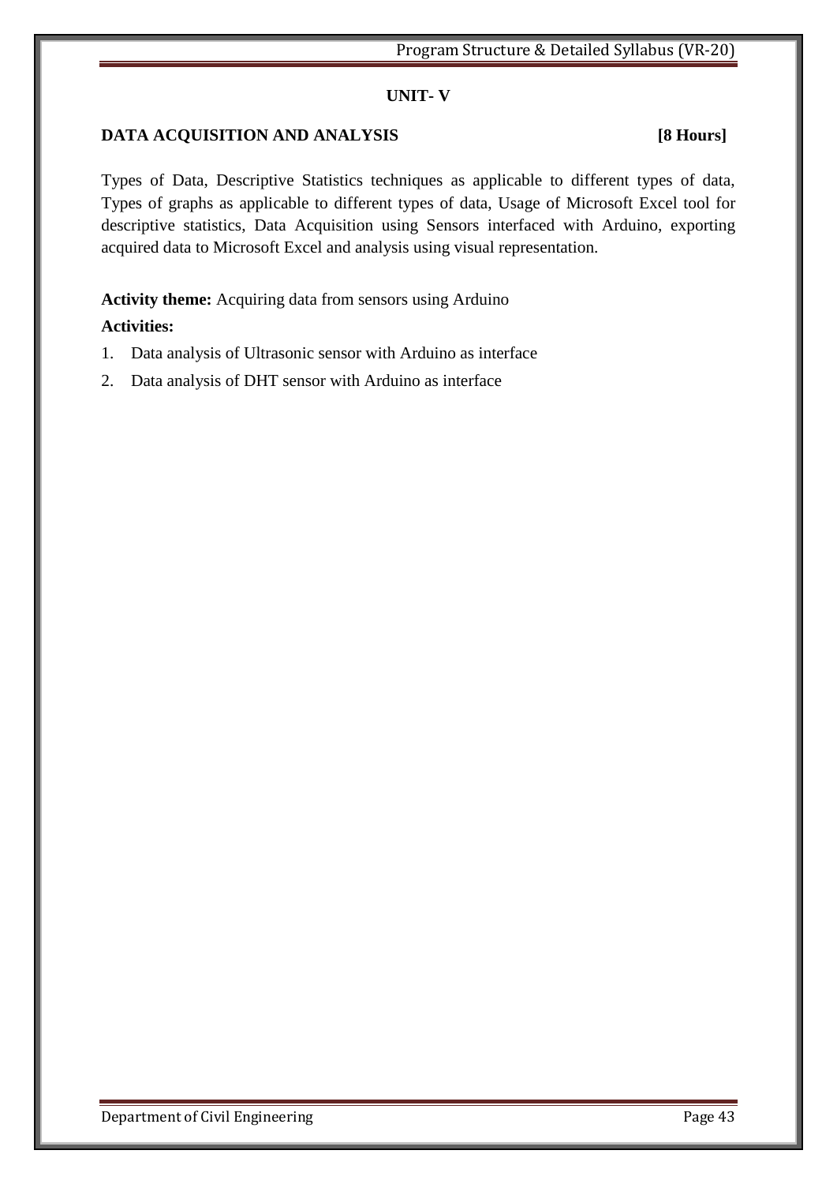## UNIT- V

**DATA ACQUISITION AND ANALYSIS** **[8 Hours]**

Types of Data, Descriptive Statistics techniques as applicable to different types of data, Types of graphs as applicable to different types of data, Usage of Microsoft Excel tool for descriptive statistics, Data Acquisition using Sensors interfaced with Arduino, exporting acquired data to Microsoft Excel and analysis using visual representation.

**Activity theme:** Acquiring data from sensors using Arduino

**Activities:**

1. Data analysis of Ultrasonic sensor with Arduino as interface
2. Data analysis of DHT sensor with Arduino as interface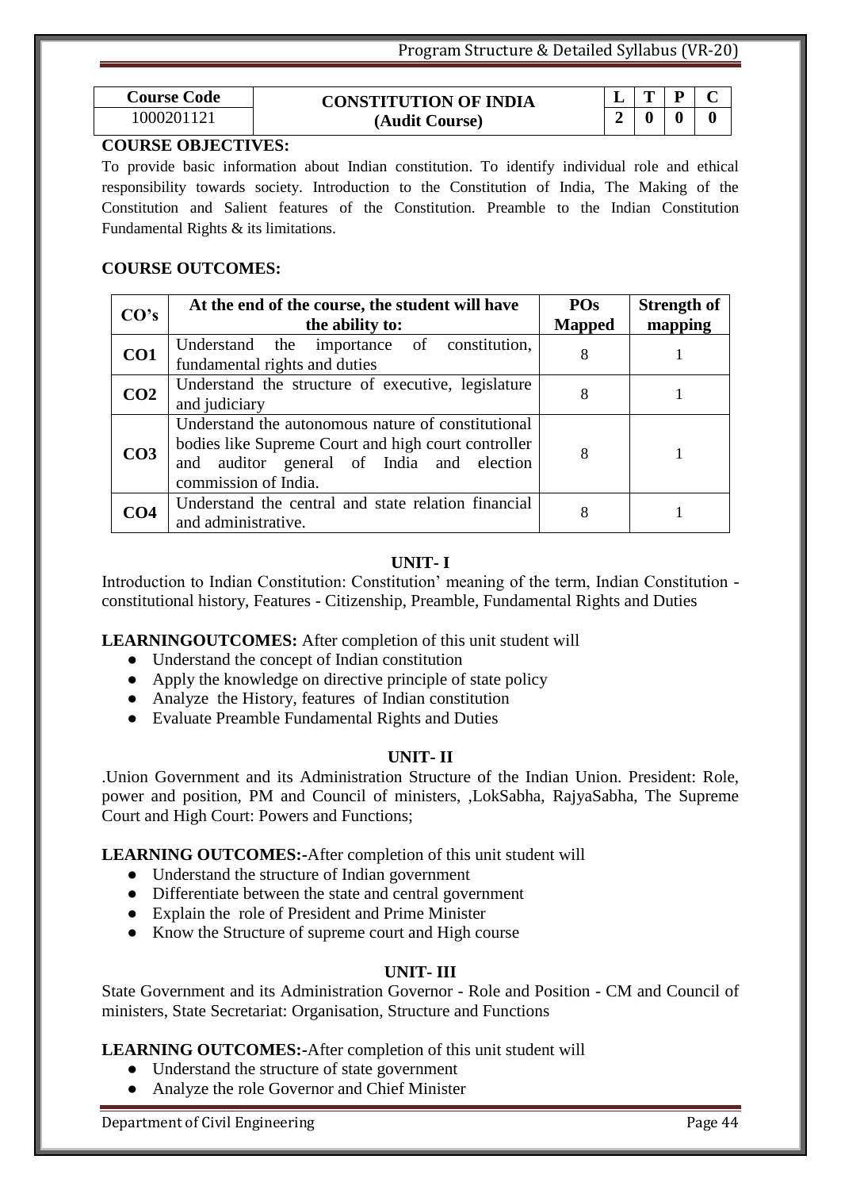| Course Code | CONSTITUTION OF INDIA (Audit Course) | L | T | P | C |
|---|---|---|---|---|---|
| 1000201121 | | 2 | 0 | 0 | 0 |

**COURSE OBJECTIVES:**

To provide basic information about Indian constitution. To identify individual role and ethical responsibility towards society. Introduction to the Constitution of India, The Making of the Constitution and Salient features of the Constitution. Preamble to the Indian Constitution Fundamental Rights & its limitations.

**COURSE OUTCOMES:**

| CO's | At the end of the course, the student will have the ability to: | POs Mapped | Strength of mapping |
|---|---|---|---|
| **CO1** | Understand the importance of constitution, fundamental rights and duties | 8 | 1 |
| **CO2** | Understand the structure of executive, legislature and judiciary | 8 | 1 |
| **CO3** | Understand the autonomous nature of constitutional bodies like Supreme Court and high court controller and auditor general of India and election commission of India. | 8 | 1 |
| **CO4** | Understand the central and state relation financial and administrative. | 8 | 1 |

## UNIT- I

Introduction to Indian Constitution: Constitution' meaning of the term, Indian Constitution - constitutional history, Features - Citizenship, Preamble, Fundamental Rights and Duties

**LEARNINGOUTCOMES:** After completion of this unit student will

- Understand the concept of Indian constitution
- Apply the knowledge on directive principle of state policy
- Analyze the History, features of Indian constitution
- Evaluate Preamble Fundamental Rights and Duties

## UNIT- II

.Union Government and its Administration Structure of the Indian Union. President: Role, power and position, PM and Council of ministers, ,LokSabha, RajyaSabha, The Supreme Court and High Court: Powers and Functions;

**LEARNING OUTCOMES:-**After completion of this unit student will

- Understand the structure of Indian government
- Differentiate between the state and central government
- Explain the role of President and Prime Minister
- Know the Structure of supreme court and High course

## UNIT- III

State Government and its Administration Governor - Role and Position - CM and Council of ministers, State Secretariat: Organisation, Structure and Functions

**LEARNING OUTCOMES:-**After completion of this unit student will

- Understand the structure of state government
- Analyze the role Governor and Chief Minister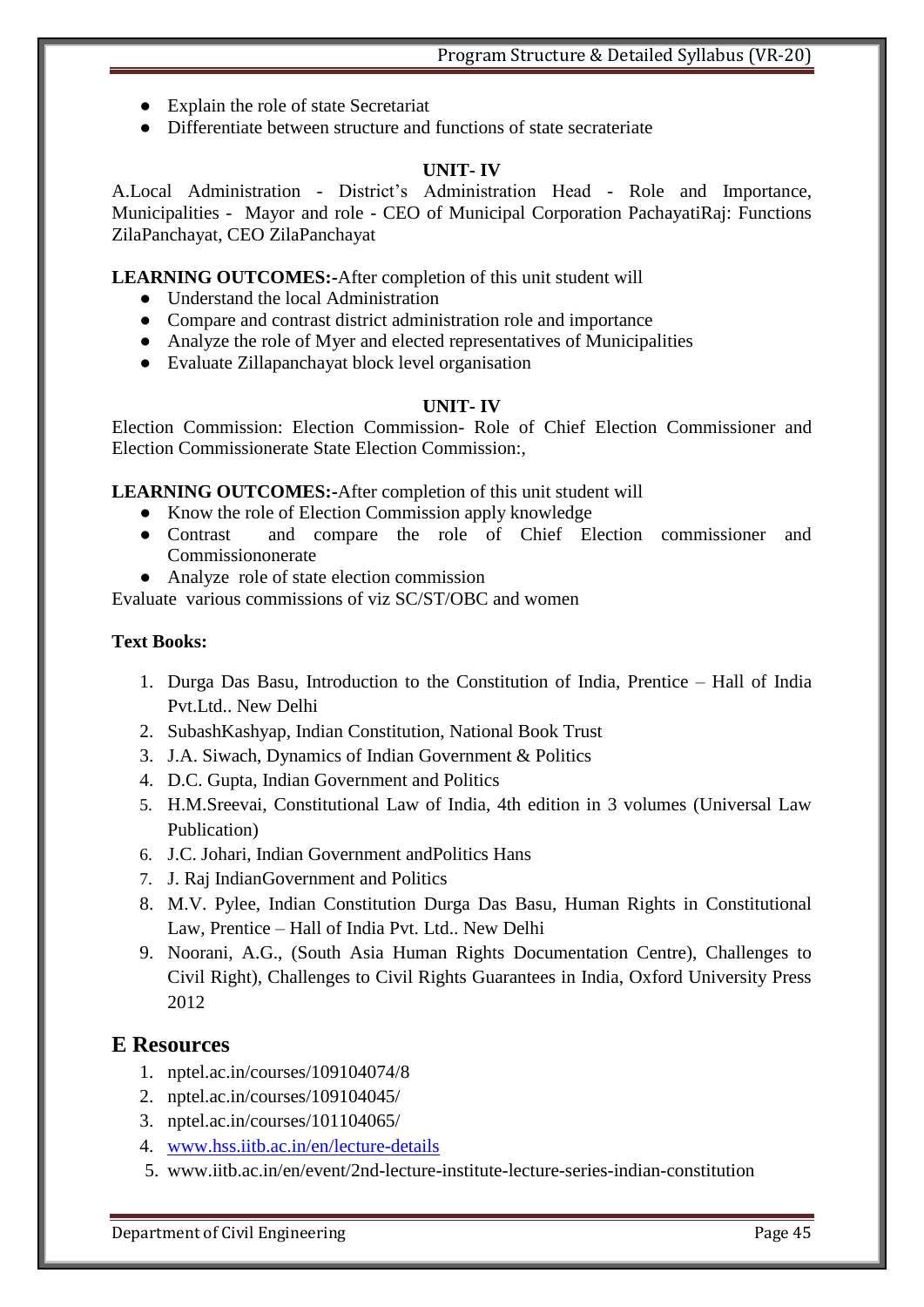- Explain the role of state Secretariat
- Differentiate between structure and functions of state secrateriate

**UNIT- IV**

A.Local Administration - District's Administration Head - Role and Importance, Municipalities - Mayor and role - CEO of Municipal Corporation PachayatiRaj: Functions ZilaPanchayat, CEO ZilaPanchayat

**LEARNING OUTCOMES:-**After completion of this unit student will

- Understand the local Administration
- Compare and contrast district administration role and importance
- Analyze the role of Myer and elected representatives of Municipalities
- Evaluate Zillapanchayat block level organisation

**UNIT- IV**

Election Commission: Election Commission- Role of Chief Election Commissioner and Election Commissionerate State Election Commission:,

**LEARNING OUTCOMES:-**After completion of this unit student will

- Know the role of Election Commission apply knowledge
- Contrast and compare the role of Chief Election commissioner and Commissiononerate
- Analyze role of state election commission

Evaluate various commissions of viz SC/ST/OBC and women

**Text Books:**

1. Durga Das Basu, Introduction to the Constitution of India, Prentice – Hall of India Pvt.Ltd.. New Delhi
2. SubashKashyap, Indian Constitution, National Book Trust
3. J.A. Siwach, Dynamics of Indian Government & Politics
4. D.C. Gupta, Indian Government and Politics
5. H.M.Sreevai, Constitutional Law of India, 4th edition in 3 volumes (Universal Law Publication)
6. J.C. Johari, Indian Government andPolitics Hans
7. J. Raj IndianGovernment and Politics
8. M.V. Pylee, Indian Constitution Durga Das Basu, Human Rights in Constitutional Law, Prentice – Hall of India Pvt. Ltd.. New Delhi
9. Noorani, A.G., (South Asia Human Rights Documentation Centre), Challenges to Civil Right), Challenges to Civil Rights Guarantees in India, Oxford University Press 2012

## E Resources

1. nptel.ac.in/courses/109104074/8
2. nptel.ac.in/courses/109104045/
3. nptel.ac.in/courses/101104065/
4. www.hss.iitb.ac.in/en/lecture-details
5. www.iitb.ac.in/en/event/2nd-lecture-institute-lecture-series-indian-constitution